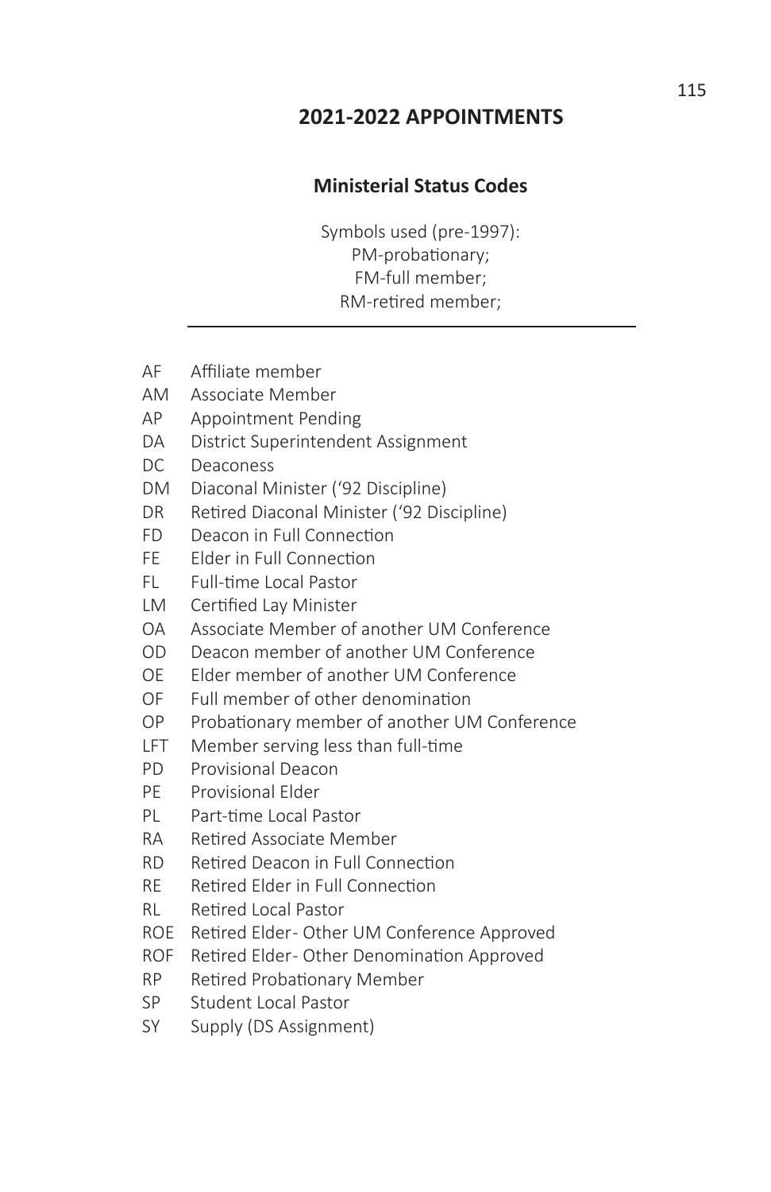# 2021-2022 APPOINTMENTS

## Ministerial Status Codes

Symbols used (pre-1997):
PM-probationary;
FM-full member;
RM-retired member;

---

AF Affiliate member
AM Associate Member
AP Appointment Pending
DA District Superintendent Assignment
DC Deaconess
DM Diaconal Minister ('92 Discipline)
DR Retired Diaconal Minister ('92 Discipline)
FD Deacon in Full Connection
FE Elder in Full Connection
FL Full-time Local Pastor
LM Certified Lay Minister
OA Associate Member of another UM Conference
OD Deacon member of another UM Conference
OE Elder member of another UM Conference
OF Full member of other denomination
OP Probationary member of another UM Conference
LFT Member serving less than full-time
PD Provisional Deacon
PE Provisional Elder
PL Part-time Local Pastor
RA Retired Associate Member
RD Retired Deacon in Full Connection
RE Retired Elder in Full Connection
RL Retired Local Pastor
ROE Retired Elder- Other UM Conference Approved
ROF Retired Elder- Other Denomination Approved
RP Retired Probationary Member
SP Student Local Pastor
SY Supply (DS Assignment)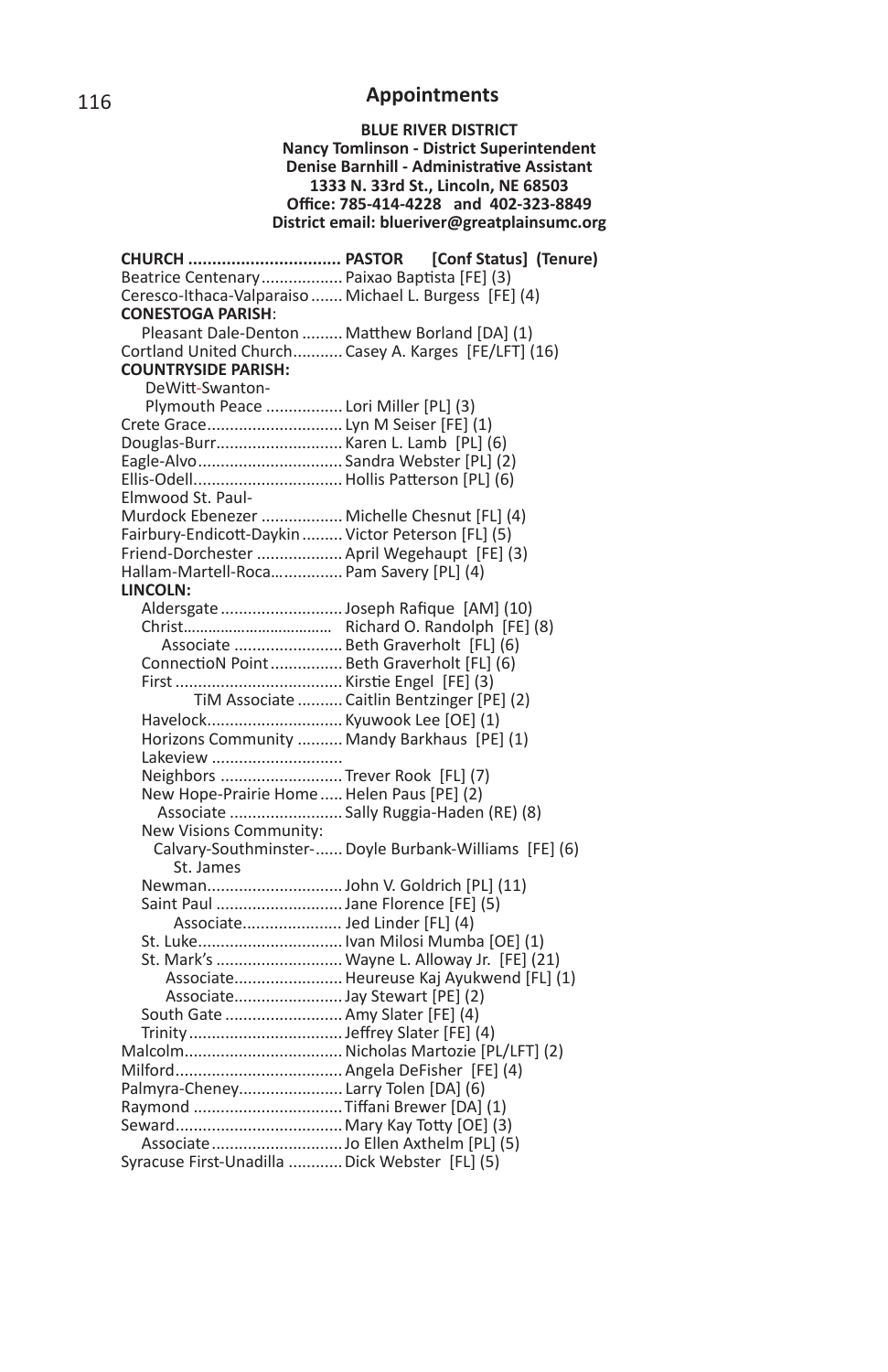## Appointments

**BLUE RIVER DISTRICT**
**Nancy Tomlinson - District Superintendent**
**Denise Barnhill - Administrative Assistant**
**1333 N. 33rd St., Lincoln, NE 68503**
**Office: 785-414-4228 and 402-323-8849**
**District email: blueriver@greatplainsumc.org**

| CHURCH | PASTOR [Conf Status] (Tenure) |
|---|---|
| Beatrice Centenary | Paixao Baptista [FE] (3) |
| Ceresco-Ithaca-Valparaiso | Michael L. Burgess [FE] (4) |
| **CONESTOGA PARISH**: | |
| Pleasant Dale-Denton | Matthew Borland [DA] (1) |
| Cortland United Church | Casey A. Karges [FE/LFT] (16) |
| **COUNTRYSIDE PARISH:** | |
| DeWitt-Swanton-Plymouth Peace | Lori Miller [PL] (3) |
| Crete Grace | Lyn M Seiser [FE] (1) |
| Douglas-Burr | Karen L. Lamb [PL] (6) |
| Eagle-Alvo | Sandra Webster [PL] (2) |
| Ellis-Odell | Hollis Patterson [PL] (6) |
| Elmwood St. Paul-Murdock Ebenezer | Michelle Chesnut [FL] (4) |
| Fairbury-Endicott-Daykin | Victor Peterson [FL] (5) |
| Friend-Dorchester | April Wegehaupt [FE] (3) |
| Hallam-Martell-Roca | Pam Savery [PL] (4) |
| **LINCOLN:** | |
| Aldersgate | Joseph Rafique [AM] (10) |
| Christ | Richard O. Randolph [FE] (8) |
| Associate | Beth Graverholt [FL] (6) |
| ConnectioN Point | Beth Graverholt [FL] (6) |
| First | Kirstie Engel [FE] (3) |
| TiM Associate | Caitlin Bentzinger [PE] (2) |
| Havelock | Kyuwook Lee [OE] (1) |
| Horizons Community | Mandy Barkhaus [PE] (1) |
| Lakeview | |
| Neighbors | Trever Rook [FL] (7) |
| New Hope-Prairie Home | Helen Paus [PE] (2) |
| Associate | Sally Ruggia-Haden (RE) (8) |
| New Visions Community: | |
| Calvary-Southminster-St. James | Doyle Burbank-Williams [FE] (6) |
| Newman | John V. Goldrich [PL] (11) |
| Saint Paul | Jane Florence [FE] (5) |
| Associate | Jed Linder [FL] (4) |
| St. Luke | Ivan Milosi Mumba [OE] (1) |
| St. Mark's | Wayne L. Alloway Jr. [FE] (21) |
| Associate | Heureuse Kaj Ayukwend [FL] (1) |
| Associate | Jay Stewart [PE] (2) |
| South Gate | Amy Slater [FE] (4) |
| Trinity | Jeffrey Slater [FE] (4) |
| Malcolm | Nicholas Martozie [PL/LFT] (2) |
| Milford | Angela DeFisher [FE] (4) |
| Palmyra-Cheney | Larry Tolen [DA] (6) |
| Raymond | Tiffani Brewer [DA] (1) |
| Seward | Mary Kay Totty [OE] (3) |
| Associate | Jo Ellen Axthelm [PL] (5) |
| Syracuse First-Unadilla | Dick Webster [FL] (5) |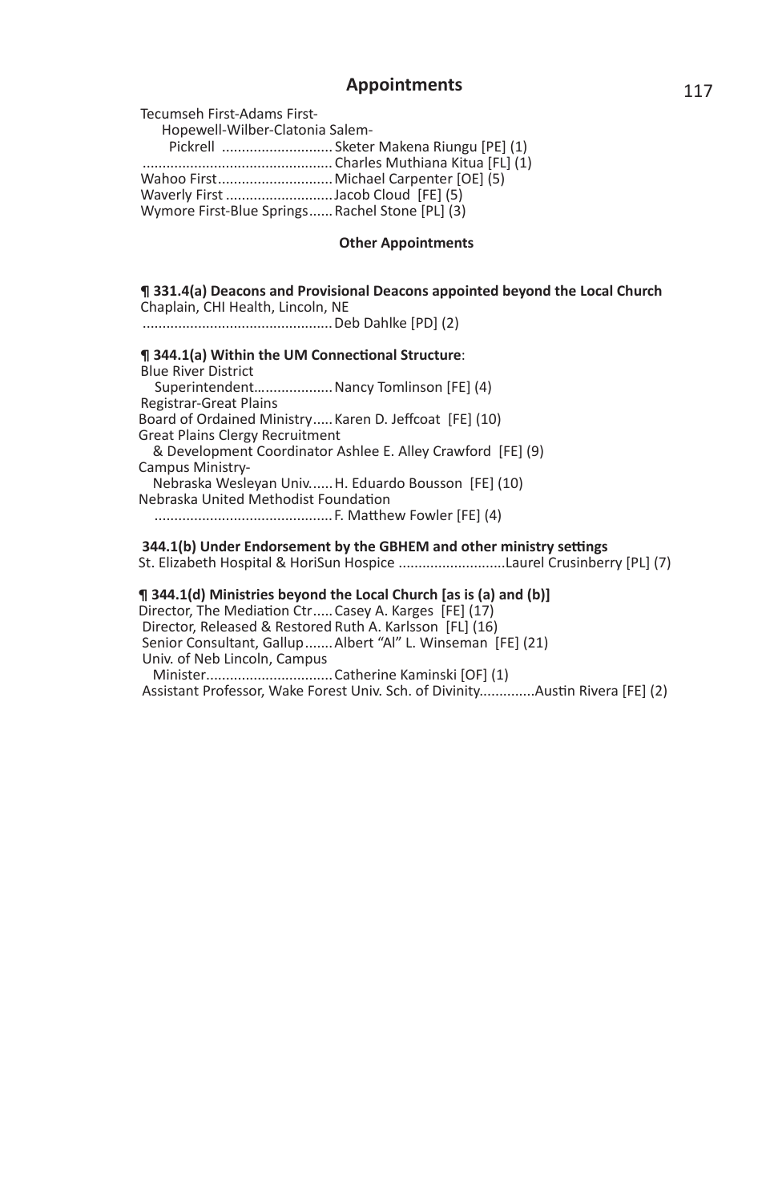## Appointments

Tecumseh First-Adams First-
Hopewell-Wilber-Clatonia Salem-
Pickrell ............................ Sketer Makena Riungu [PE] (1)
................................................ Charles Muthiana Kitua [FL] (1)
Wahoo First............................. Michael Carpenter [OE] (5)
Waverly First ........................... Jacob Cloud [FE] (5)
Wymore First-Blue Springs...... Rachel Stone [PL] (3)

### Other Appointments

**¶ 331.4(a) Deacons and Provisional Deacons appointed beyond the Local Church**
Chaplain, CHI Health, Lincoln, NE
................................................ Deb Dahlke [PD] (2)

**¶ 344.1(a) Within the UM Connectional Structure**:
Blue River District
Superintendent.................... Nancy Tomlinson [FE] (4)
Registrar-Great Plains
Board of Ordained Ministry..... Karen D. Jeffcoat [FE] (10)
Great Plains Clergy Recruitment
& Development Coordinator Ashlee E. Alley Crawford [FE] (9)
Campus Ministry-
Nebraska Wesleyan Univ...... H. Eduardo Bousson [FE] (10)
Nebraska United Methodist Foundation
............................................. F. Matthew Fowler [FE] (4)

**344.1(b) Under Endorsement by the GBHEM and other ministry settings**
St. Elizabeth Hospital & HoriSun Hospice ...........................Laurel Crusinberry [PL] (7)

**¶ 344.1(d) Ministries beyond the Local Church [as is (a) and (b)]**
Director, The Mediation Ctr..... Casey A. Karges [FE] (17)
Director, Released & Restored Ruth A. Karlsson [FL] (16)
Senior Consultant, Gallup....... Albert "Al" L. Winseman [FE] (21)
Univ. of Neb Lincoln, Campus
Minister................................ Catherine Kaminski [OF] (1)
Assistant Professor, Wake Forest Univ. Sch. of Divinity.............Austin Rivera [FE] (2)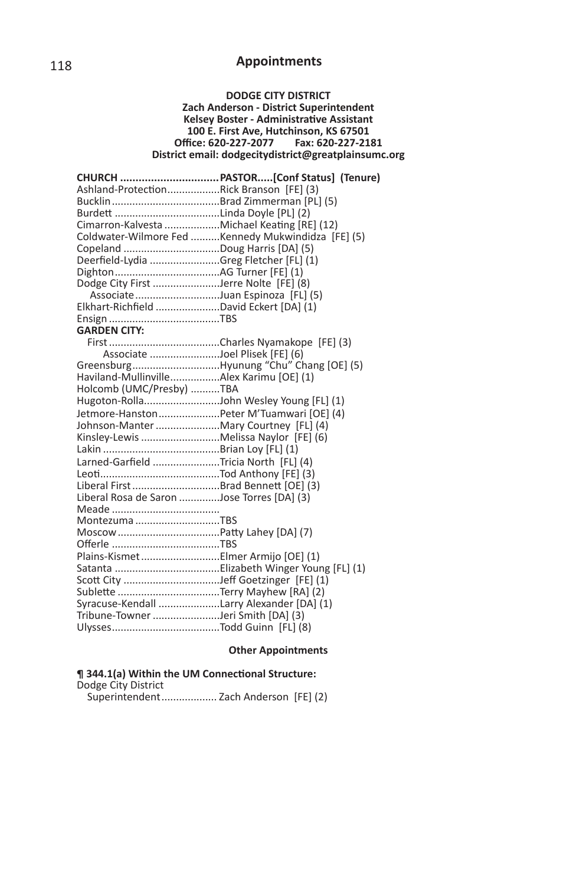## Appointments

**DODGE CITY DISTRICT**
**Zach Anderson - District Superintendent**
**Kelsey Boster - Administrative Assistant**
**100 E. First Ave, Hutchinson, KS 67501**
**Office: 620-227-2077 Fax: 620-227-2181**
**District email: dodgecitydistrict@greatplainsumc.org**

| CHURCH | PASTOR.....[Conf Status] (Tenure) |
|---|---|
| Ashland-Protection | Rick Branson [FE] (3) |
| Bucklin | Brad Zimmerman [PL] (5) |
| Burdett | Linda Doyle [PL] (2) |
| Cimarron-Kalvesta | Michael Keating [RE] (12) |
| Coldwater-Wilmore Fed | Kennedy Mukwindidza [FE] (5) |
| Copeland | Doug Harris [DA] (5) |
| Deerfield-Lydia | Greg Fletcher [FL] (1) |
| Dighton | AG Turner [FE] (1) |
| Dodge City First | Jerre Nolte [FE] (8) |
| Associate | Juan Espinoza [FL] (5) |
| Elkhart-Richfield | David Eckert [DA] (1) |
| Ensign | TBS |
| **GARDEN CITY:** | |
| First | Charles Nyamakope [FE] (3) |
| Associate | Joel Plisek [FE] (6) |
| Greensburg | Hyunung "Chu" Chang [OE] (5) |
| Haviland-Mullinville | Alex Karimu [OE] (1) |
| Holcomb (UMC/Presby) | TBA |
| Hugoton-Rolla | John Wesley Young [FL] (1) |
| Jetmore-Hanston | Peter M'Tuamwari [OE] (4) |
| Johnson-Manter | Mary Courtney [FL] (4) |
| Kinsley-Lewis | Melissa Naylor [FE] (6) |
| Lakin | Brian Loy [FL] (1) |
| Larned-Garfield | Tricia North [FL] (4) |
| Leoti | Tod Anthony [FE] (3) |
| Liberal First | Brad Bennett [OE] (3) |
| Liberal Rosa de Saron | Jose Torres [DA] (3) |
| Meade | |
| Montezuma | TBS |
| Moscow | Patty Lahey [DA] (7) |
| Offerle | TBS |
| Plains-Kismet | Elmer Armijo [OE] (1) |
| Satanta | Elizabeth Winger Young [FL] (1) |
| Scott City | Jeff Goetzinger [FE] (1) |
| Sublette | Terry Mayhew [RA] (2) |
| Syracuse-Kendall | Larry Alexander [DA] (1) |
| Tribune-Towner | Jeri Smith [DA] (3) |
| Ulysses | Todd Guinn [FL] (8) |

**Other Appointments**

**¶ 344.1(a) Within the UM Connectional Structure:**

Dodge City District
Superintendent................... Zach Anderson [FE] (2)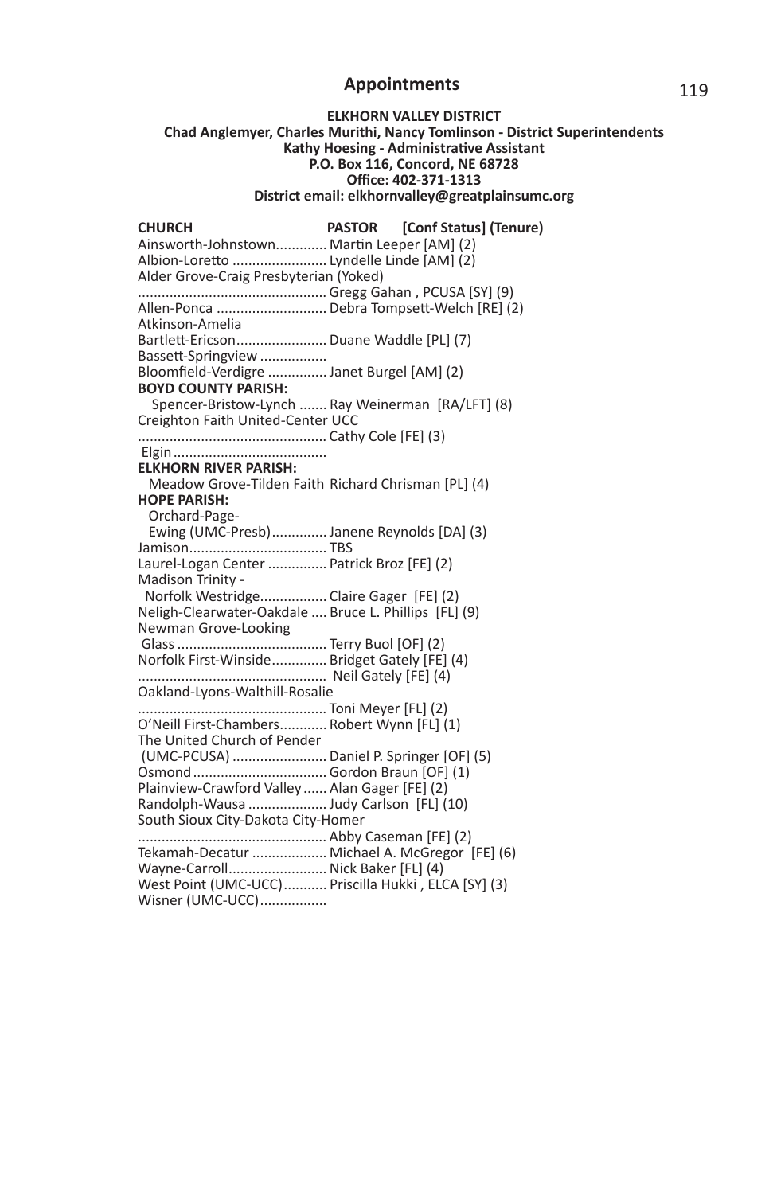## Appointments

**ELKHORN VALLEY DISTRICT**
**Chad Anglemyer, Charles Murithi, Nancy Tomlinson - District Superintendents**
**Kathy Hoesing - Administrative Assistant**
**P.O. Box 116, Concord, NE 68728**
**Office: 402-371-1313**
**District email: elkhornvalley@greatplainsumc.org**

| CHURCH | PASTOR [Conf Status] (Tenure) |
|---|---|
| Ainsworth-Johnstown | Martin Leeper [AM] (2) |
| Albion-Loretto | Lyndelle Linde [AM] (2) |
| Alder Grove-Craig Presbyterian (Yoked) | Gregg Gahan , PCUSA [SY] (9) |
| Allen-Ponca | Debra Tompsett-Welch [RE] (2) |
| Atkinson-Amelia | |
| Bartlett-Ericson | Duane Waddle [PL] (7) |
| Bassett-Springview | |
| Bloomfield-Verdigre | Janet Burgel [AM] (2) |
| **BOYD COUNTY PARISH:** | |
| Spencer-Bristow-Lynch | Ray Weinerman [RA/LFT] (8) |
| Creighton Faith United-Center UCC | Cathy Cole [FE] (3) |
| Elgin | |
| **ELKHORN RIVER PARISH:** | |
| Meadow Grove-Tilden Faith | Richard Chrisman [PL] (4) |
| **HOPE PARISH:** | |
| Orchard-Page-Ewing (UMC-Presb) | Janene Reynolds [DA] (3) |
| Jamison | TBS |
| Laurel-Logan Center | Patrick Broz [FE] (2) |
| Madison Trinity - Norfolk Westridge | Claire Gager [FE] (2) |
| Neligh-Clearwater-Oakdale | Bruce L. Phillips [FL] (9) |
| Newman Grove-Looking Glass | Terry Buol [OF] (2) |
| Norfolk First-Winside | Bridget Gately [FE] (4) |
| | Neil Gately [FE] (4) |
| Oakland-Lyons-Walthill-Rosalie | Toni Meyer [FL] (2) |
| O'Neill First-Chambers | Robert Wynn [FL] (1) |
| The United Church of Pender (UMC-PCUSA) | Daniel P. Springer [OF] (5) |
| Osmond | Gordon Braun [OF] (1) |
| Plainview-Crawford Valley | Alan Gager [FE] (2) |
| Randolph-Wausa | Judy Carlson [FL] (10) |
| South Sioux City-Dakota City-Homer | Abby Caseman [FE] (2) |
| Tekamah-Decatur | Michael A. McGregor [FE] (6) |
| Wayne-Carroll | Nick Baker [FL] (4) |
| West Point (UMC-UCC) | Priscilla Hukki , ELCA [SY] (3) |
| Wisner (UMC-UCC) | |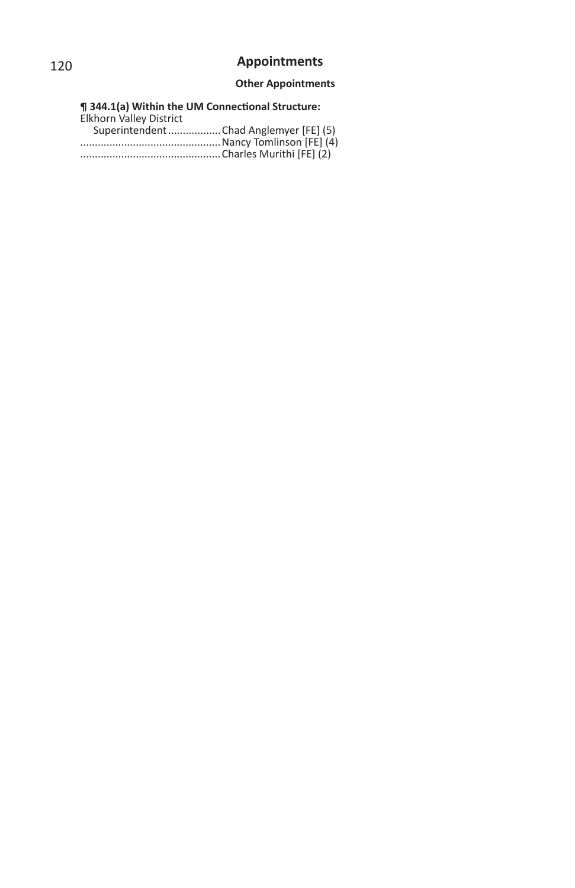## Appointments

### Other Appointments

**¶ 344.1(a) Within the UM Connectional Structure:**

Elkhorn Valley District
    Superintendent .................. Chad Anglemyer [FE] (5)
................................................ Nancy Tomlinson [FE] (4)
................................................ Charles Murithi [FE] (2)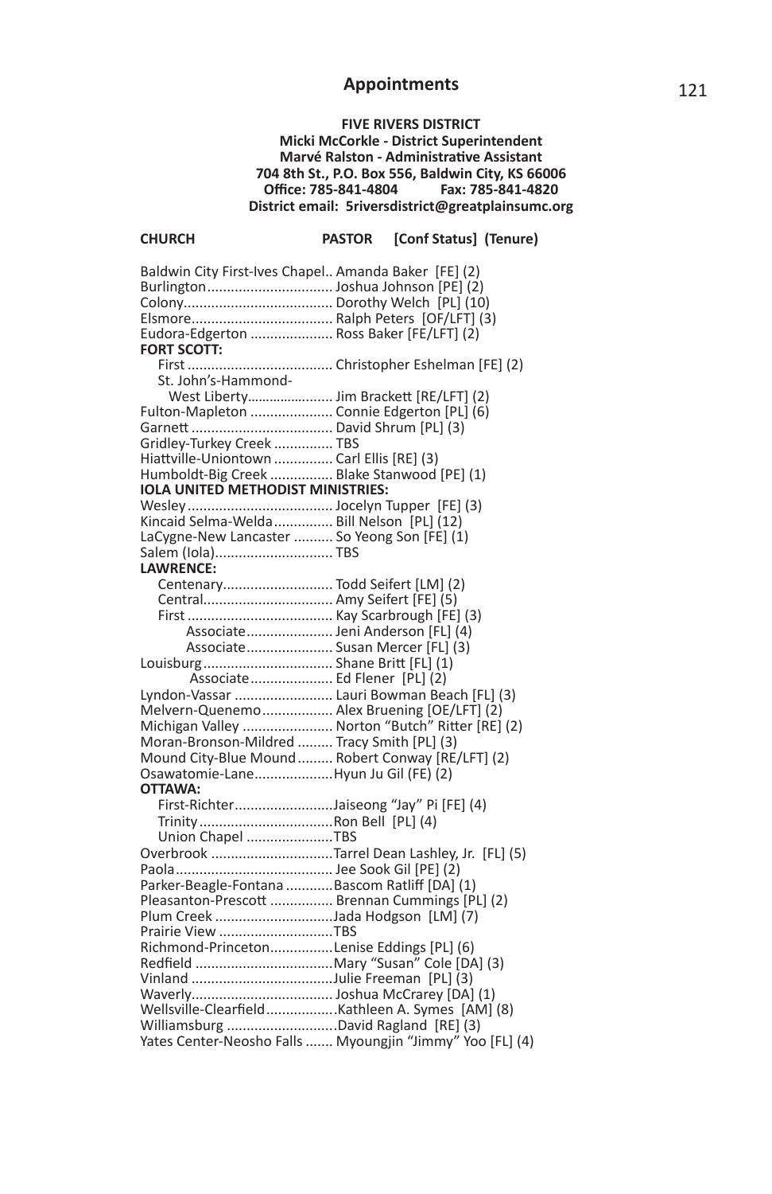## Appointments

**FIVE RIVERS DISTRICT**
**Micki McCorkle - District Superintendent**
**Marvé Ralston - Administrative Assistant**
**704 8th St., P.O. Box 556, Baldwin City, KS 66006**
**Office: 785-841-4804 Fax: 785-841-4820**
**District email: 5riversdistrict@greatplainsumc.org**

| CHURCH | PASTOR [Conf Status] (Tenure) |
|---|---|
| Baldwin City First-Ives Chapel | Amanda Baker [FE] (2) |
| Burlington | Joshua Johnson [PE] (2) |
| Colony | Dorothy Welch [PL] (10) |
| Elsmore | Ralph Peters [OF/LFT] (3) |
| Eudora-Edgerton | Ross Baker [FE/LFT] (2) |
| **FORT SCOTT:** | |
| First | Christopher Eshelman [FE] (2) |
| St. John's-Hammond-West Liberty | Jim Brackett [RE/LFT] (2) |
| Fulton-Mapleton | Connie Edgerton [PL] (6) |
| Garnett | David Shrum [PL] (3) |
| Gridley-Turkey Creek | TBS |
| Hiattville-Uniontown | Carl Ellis [RE] (3) |
| Humboldt-Big Creek | Blake Stanwood [PE] (1) |
| **IOLA UNITED METHODIST MINISTRIES:** | |
| Wesley | Jocelyn Tupper [FE] (3) |
| Kincaid Selma-Welda | Bill Nelson [PL] (12) |
| LaCygne-New Lancaster | So Yeong Son [FE] (1) |
| Salem (Iola) | TBS |
| **LAWRENCE:** | |
| Centenary | Todd Seifert [LM] (2) |
| Central | Amy Seifert [FE] (5) |
| First | Kay Scarbrough [FE] (3) |
| Associate | Jeni Anderson [FL] (4) |
| Associate | Susan Mercer [FL] (3) |
| Louisburg | Shane Britt [FL] (1) |
| Associate | Ed Flener [PL] (2) |
| Lyndon-Vassar | Lauri Bowman Beach [FL] (3) |
| Melvern-Quenemo | Alex Bruening [OE/LFT] (2) |
| Michigan Valley | Norton "Butch" Ritter [RE] (2) |
| Moran-Bronson-Mildred | Tracy Smith [PL] (3) |
| Mound City-Blue Mound | Robert Conway [RE/LFT] (2) |
| Osawatomie-Lane | Hyun Ju Gil (FE) (2) |
| **OTTAWA:** | |
| First-Richter | Jaiseong "Jay" Pi [FE] (4) |
| Trinity | Ron Bell [PL] (4) |
| Union Chapel | TBS |
| Overbrook | Tarrel Dean Lashley, Jr. [FL] (5) |
| Paola | Jee Sook Gil [PE] (2) |
| Parker-Beagle-Fontana | Bascom Ratliff [DA] (1) |
| Pleasanton-Prescott | Brennan Cummings [PL] (2) |
| Plum Creek | Jada Hodgson [LM] (7) |
| Prairie View | TBS |
| Richmond-Princeton | Lenise Eddings [PL] (6) |
| Redfield | Mary "Susan" Cole [DA] (3) |
| Vinland | Julie Freeman [PL] (3) |
| Waverly | Joshua McCrarey [DA] (1) |
| Wellsville-Clearfield | Kathleen A. Symes [AM] (8) |
| Williamsburg | David Ragland [RE] (3) |
| Yates Center-Neosho Falls | Myoungjin "Jimmy" Yoo [FL] (4) |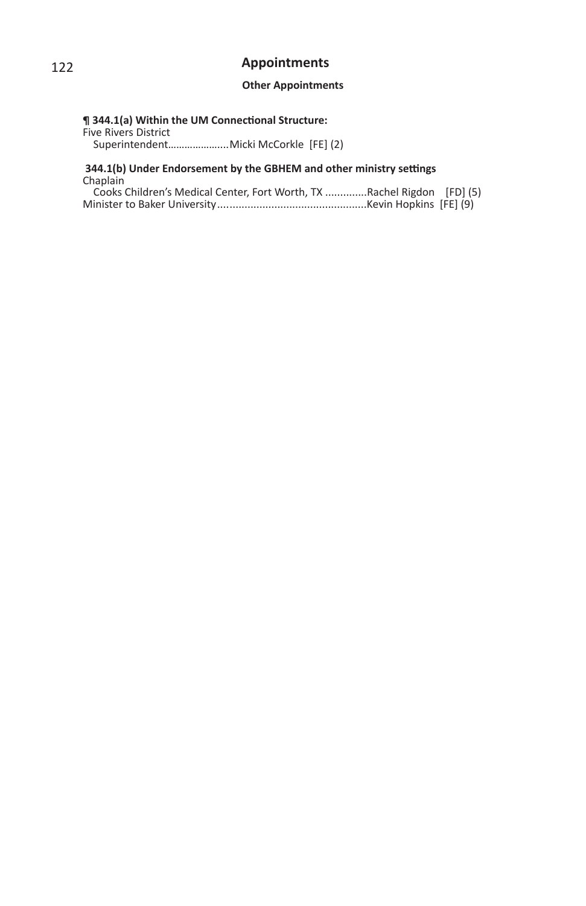# Appointments

## Other Appointments

**¶ 344.1(a) Within the UM Connectional Structure:**

Five Rivers District
   Superintendent…………………..Micki McCorkle  [FE] (2)

**344.1(b) Under Endorsement by the GBHEM and other ministry settings**

Chaplain
   Cooks Children's Medical Center, Fort Worth, TX ..............Rachel Rigdon   [FD] (5)
Minister to Baker University..................................................Kevin Hopkins  [FE] (9)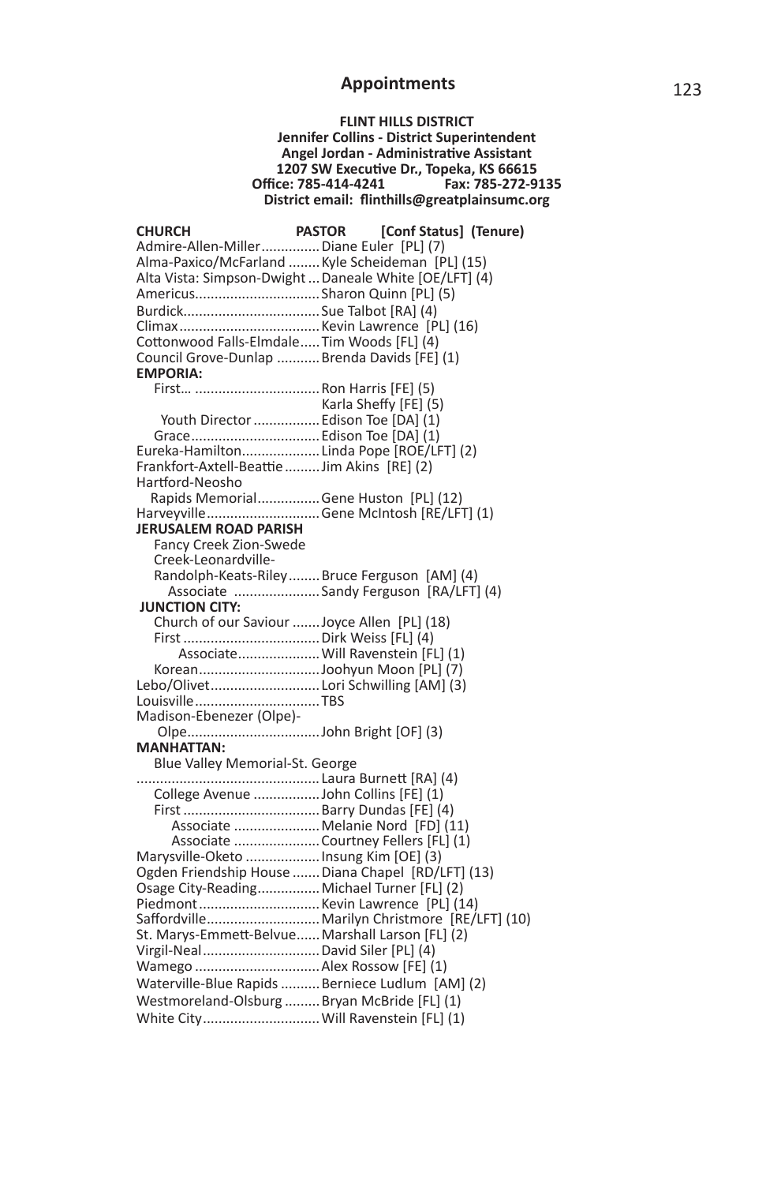## Appointments

**FLINT HILLS DISTRICT**
**Jennifer Collins - District Superintendent**
**Angel Jordan - Administrative Assistant**
**1207 SW Executive Dr., Topeka, KS 66615**
**Office: 785-414-4241 Fax: 785-272-9135**
**District email: flinthills@greatplainsumc.org**

| CHURCH | PASTOR [Conf Status] (Tenure) |
|---|---|
| Admire-Allen-Miller | Diane Euler [PL] (7) |
| Alma-Paxico/McFarland | Kyle Scheideman [PL] (15) |
| Alta Vista: Simpson-Dwight | Daneale White [OE/LFT] (4) |
| Americus | Sharon Quinn [PL] (5) |
| Burdick | Sue Talbot [RA] (4) |
| Climax | Kevin Lawrence [PL] (16) |
| Cottonwood Falls-Elmdale | Tim Woods [FL] (4) |
| Council Grove-Dunlap | Brenda Davids [FE] (1) |
| **EMPORIA:** | |
| First… | Ron Harris [FE] (5) |
| | Karla Sheffy [FE] (5) |
| Youth Director | Edison Toe [DA] (1) |
| Grace | Edison Toe [DA] (1) |
| Eureka-Hamilton | Linda Pope [ROE/LFT] (2) |
| Frankfort-Axtell-Beattie | Jim Akins [RE] (2) |
| Hartford-Neosho Rapids Memorial | Gene Huston [PL] (12) |
| Harveyville | Gene McIntosh [RE/LFT] (1) |
| **JERUSALEM ROAD PARISH** | |
| Fancy Creek Zion-Swede Creek-Leonardville-Randolph-Keats-Riley | Bruce Ferguson [AM] (4) |
| Associate | Sandy Ferguson [RA/LFT] (4) |
| **JUNCTION CITY:** | |
| Church of our Saviour | Joyce Allen [PL] (18) |
| First | Dirk Weiss [FL] (4) |
| Associate | Will Ravenstein [FL] (1) |
| Korean | Joohyun Moon [PL] (7) |
| Lebo/Olivet | Lori Schwilling [AM] (3) |
| Louisville | TBS |
| Madison-Ebenezer (Olpe)-Olpe | John Bright [OF] (3) |
| **MANHATTAN:** | |
| Blue Valley Memorial-St. George | Laura Burnett [RA] (4) |
| College Avenue | John Collins [FE] (1) |
| First | Barry Dundas [FE] (4) |
| Associate | Melanie Nord [FD] (11) |
| Associate | Courtney Fellers [FL] (1) |
| Marysville-Oketo | Insung Kim [OE] (3) |
| Ogden Friendship House | Diana Chapel [RD/LFT] (13) |
| Osage City-Reading | Michael Turner [FL] (2) |
| Piedmont | Kevin Lawrence [PL] (14) |
| Saffordville | Marilyn Christmore [RE/LFT] (10) |
| St. Marys-Emmett-Belvue | Marshall Larson [FL] (2) |
| Virgil-Neal | David Siler [PL] (4) |
| Wamego | Alex Rossow [FE] (1) |
| Waterville-Blue Rapids | Berniece Ludlum [AM] (2) |
| Westmoreland-Olsburg | Bryan McBride [FL] (1) |
| White City | Will Ravenstein [FL] (1) |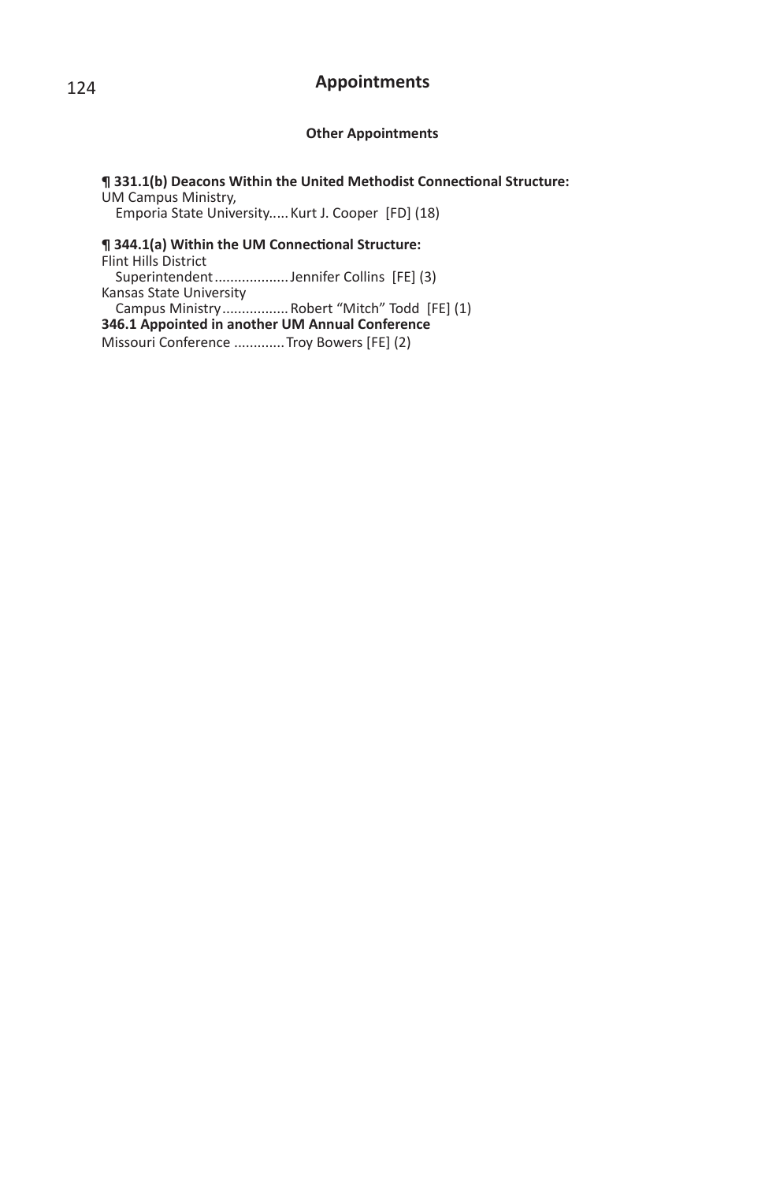# Appointments

## Other Appointments

**¶ 331.1(b) Deacons Within the United Methodist Connectional Structure:**

UM Campus Ministry,
  Emporia State University..... Kurt J. Cooper [FD] (18)

**¶ 344.1(a) Within the UM Connectional Structure:**

Flint Hills District
  Superintendent .................. Jennifer Collins [FE] (3)

Kansas State University
  Campus Ministry ................ Robert "Mitch" Todd [FE] (1)

**346.1 Appointed in another UM Annual Conference**

Missouri Conference ............ Troy Bowers [FE] (2)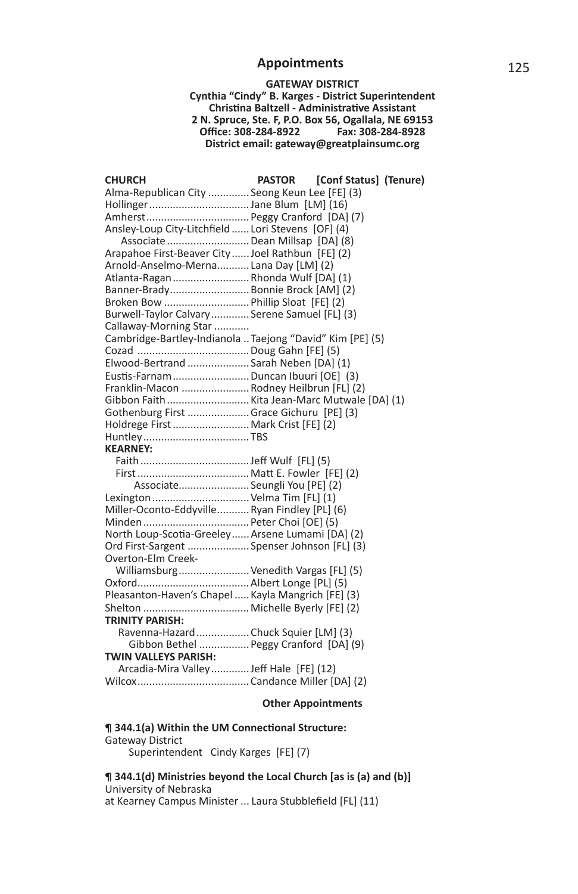## Appointments

**GATEWAY DISTRICT**
**Cynthia "Cindy" B. Karges - District Superintendent**
**Christina Baltzell - Administrative Assistant**
**2 N. Spruce, Ste. F, P.O. Box 56, Ogallala, NE 69153**
**Office: 308-284-8922 Fax: 308-284-8928**
**District email: gateway@greatplainsumc.org**

| CHURCH | PASTOR [Conf Status] (Tenure) |
|---|---|
| Alma-Republican City | Seong Keun Lee [FE] (3) |
| Hollinger | Jane Blum [LM] (16) |
| Amherst | Peggy Cranford [DA] (7) |
| Ansley-Loup City-Litchfield | Lori Stevens [OF] (4) |
| Associate | Dean Millsap [DA] (8) |
| Arapahoe First-Beaver City | Joel Rathbun [FE] (2) |
| Arnold-Anselmo-Merna | Lana Day [LM] (2) |
| Atlanta-Ragan | Rhonda Wulf [DA] (1) |
| Banner-Brady | Bonnie Brock [AM] (2) |
| Broken Bow | Phillip Sloat [FE] (2) |
| Burwell-Taylor Calvary | Serene Samuel [FL] (3) |
| Callaway-Morning Star | |
| Cambridge-Bartley-Indianola | Taejong "David" Kim [PE] (5) |
| Cozad | Doug Gahn [FE] (5) |
| Elwood-Bertrand | Sarah Neben [DA] (1) |
| Eustis-Farnam | Duncan Ibuuri [OE] (3) |
| Franklin-Macon | Rodney Heilbrun [FL] (2) |
| Gibbon Faith | Kita Jean-Marc Mutwale [DA] (1) |
| Gothenburg First | Grace Gichuru [PE] (3) |
| Holdrege First | Mark Crist [FE] (2) |
| Huntley | TBS |
| **KEARNEY:** | |
| Faith | Jeff Wulf [FL] (5) |
| First | Matt E. Fowler [FE] (2) |
| Associate | Seungli You [PE] (2) |
| Lexington | Velma Tim [FL] (1) |
| Miller-Oconto-Eddyville | Ryan Findley [PL] (6) |
| Minden | Peter Choi [OE] (5) |
| North Loup-Scotia-Greeley | Arsene Lumami [DA] (2) |
| Ord First-Sargent | Spenser Johnson [FL] (3) |
| Overton-Elm Creek-Williamsburg | Venedith Vargas [FL] (5) |
| Oxford | Albert Longe [PL] (5) |
| Pleasanton-Haven's Chapel | Kayla Mangrich [FE] (3) |
| Shelton | Michelle Byerly [FE] (2) |
| **TRINITY PARISH:** | |
| Ravenna-Hazard | Chuck Squier [LM] (3) |
| Gibbon Bethel | Peggy Cranford [DA] (9) |
| **TWIN VALLEYS PARISH:** | |
| Arcadia-Mira Valley | Jeff Hale [FE] (12) |
| Wilcox | Candance Miller [DA] (2) |

**Other Appointments**

**¶ 344.1(a) Within the UM Connectional Structure:**
Gateway District
Superintendent Cindy Karges [FE] (7)

**¶ 344.1(d) Ministries beyond the Local Church [as is (a) and (b)]**
University of Nebraska
at Kearney Campus Minister ... Laura Stubblefield [FL] (11)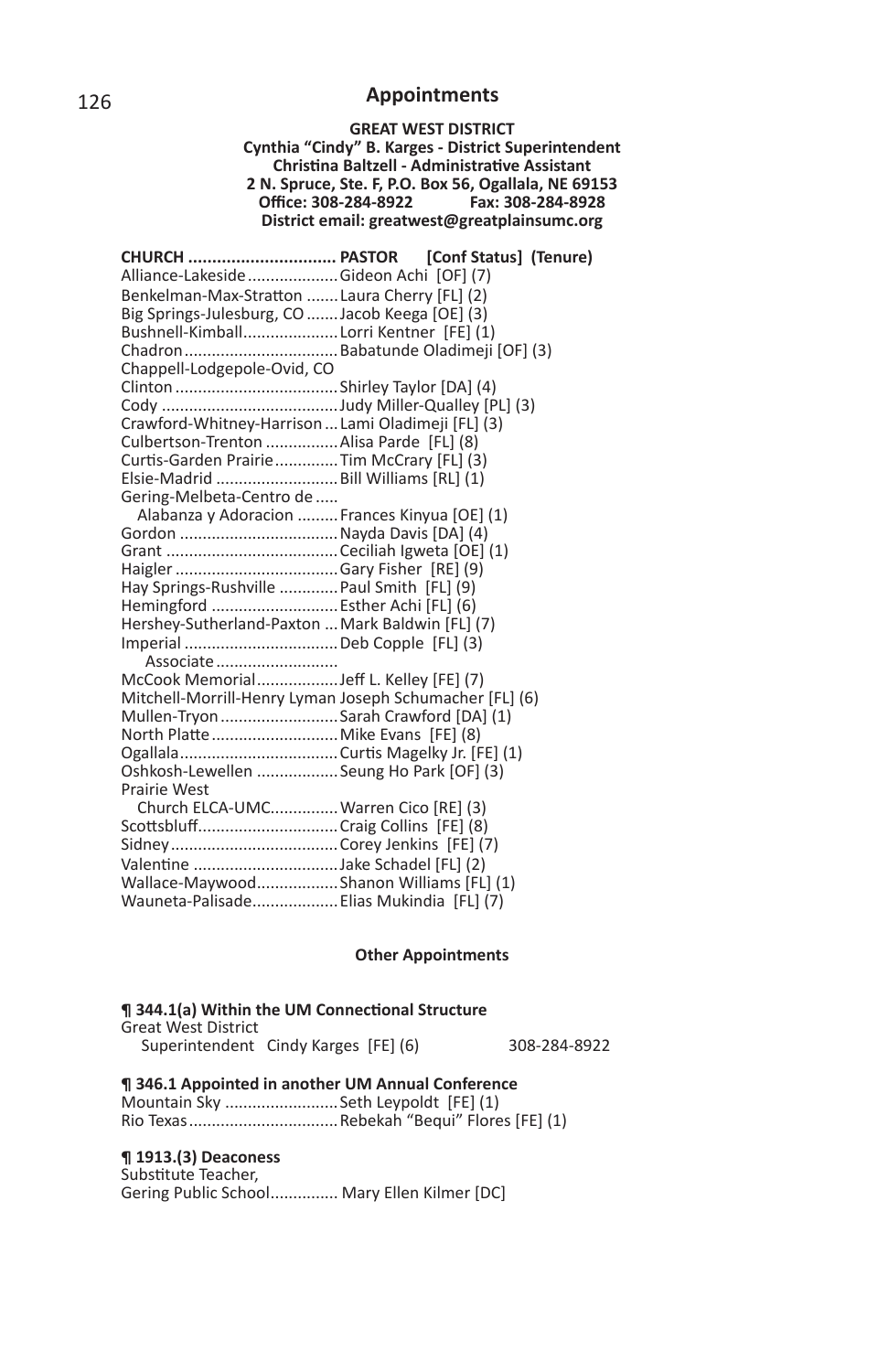# Appointments

**GREAT WEST DISTRICT**
**Cynthia "Cindy" B. Karges - District Superintendent**
**Christina Baltzell - Administrative Assistant**
**2 N. Spruce, Ste. F, P.O. Box 56, Ogallala, NE 69153**
**Office: 308-284-8922 Fax: 308-284-8928**
**District email: greatwest@greatplainsumc.org**

| CHURCH | PASTOR [Conf Status] (Tenure) |
|---|---|
| Alliance-Lakeside | Gideon Achi [OF] (7) |
| Benkelman-Max-Stratton | Laura Cherry [FL] (2) |
| Big Springs-Julesburg, CO | Jacob Keega [OE] (3) |
| Bushnell-Kimball | Lorri Kentner [FE] (1) |
| Chadron | Babatunde Oladimeji [OF] (3) |
| Chappell-Lodgepole-Ovid, CO | |
| Clinton | Shirley Taylor [DA] (4) |
| Cody | Judy Miller-Qualley [PL] (3) |
| Crawford-Whitney-Harrison | Lami Oladimeji [FL] (3) |
| Culbertson-Trenton | Alisa Parde [FL] (8) |
| Curtis-Garden Prairie | Tim McCrary [FL] (3) |
| Elsie-Madrid | Bill Williams [RL] (1) |
| Gering-Melbeta-Centro de Alabanza y Adoracion | Frances Kinyua [OE] (1) |
| Gordon | Nayda Davis [DA] (4) |
| Grant | Ceciliah Igweta [OE] (1) |
| Haigler | Gary Fisher [RE] (9) |
| Hay Springs-Rushville | Paul Smith [FL] (9) |
| Hemingford | Esther Achi [FL] (6) |
| Hershey-Sutherland-Paxton | Mark Baldwin [FL] (7) |
| Imperial | Deb Copple [FL] (3) |
| Associate | |
| McCook Memorial | Jeff L. Kelley [FE] (7) |
| Mitchell-Morrill-Henry Lyman | Joseph Schumacher [FL] (6) |
| Mullen-Tryon | Sarah Crawford [DA] (1) |
| North Platte | Mike Evans [FE] (8) |
| Ogallala | Curtis Magelky Jr. [FE] (1) |
| Oshkosh-Lewellen | Seung Ho Park [OF] (3) |
| Prairie West Church ELCA-UMC | Warren Cico [RE] (3) |
| Scottsbluff | Craig Collins [FE] (8) |
| Sidney | Corey Jenkins [FE] (7) |
| Valentine | Jake Schadel [FL] (2) |
| Wallace-Maywood | Shanon Williams [FL] (1) |
| Wauneta-Palisade | Elias Mukindia [FL] (7) |

## Other Appointments

**¶ 344.1(a) Within the UM Connectional Structure**
Great West District
Superintendent Cindy Karges [FE] (6) 308-284-8922

**¶ 346.1 Appointed in another UM Annual Conference**
Mountain Sky ......................... Seth Leypoldt [FE] (1)
Rio Texas ................................ Rebekah "Bequi" Flores [FE] (1)

**¶ 1913.(3) Deaconess**
Substitute Teacher,
Gering Public School............... Mary Ellen Kilmer [DC]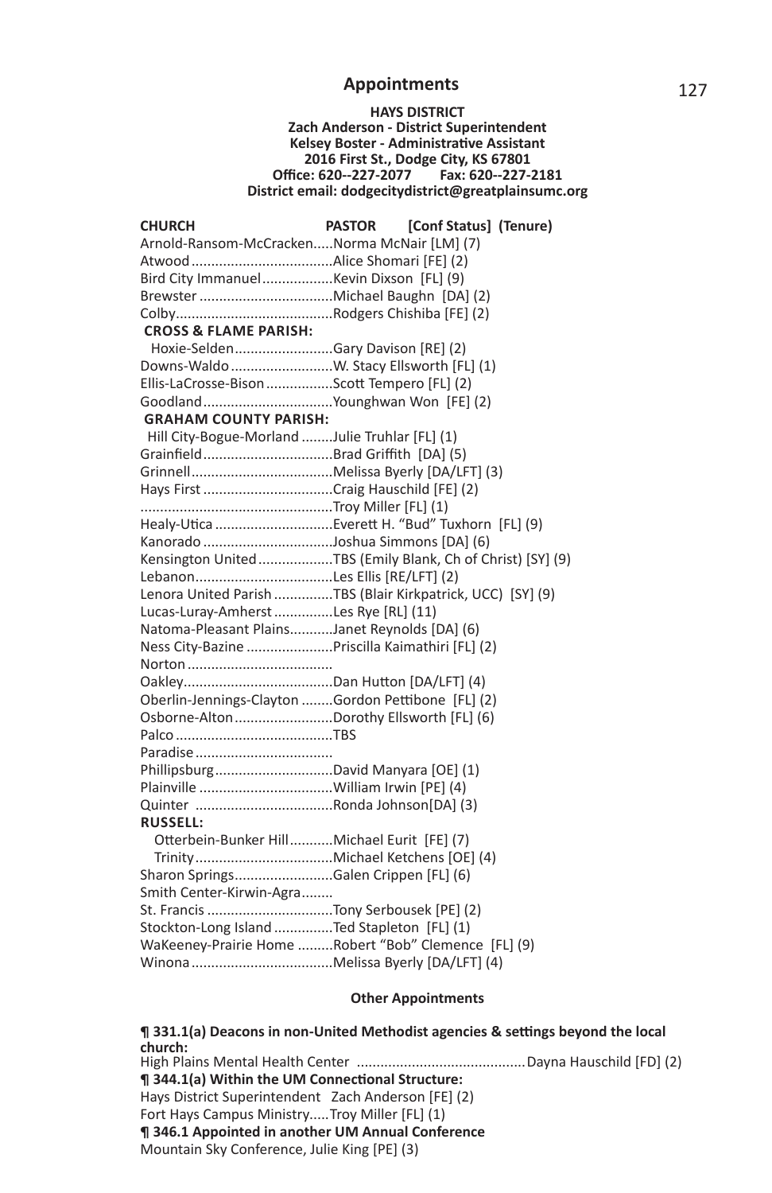## Appointments

**HAYS DISTRICT**
**Zach Anderson - District Superintendent**
**Kelsey Boster - Administrative Assistant**
**2016 First St., Dodge City, KS 67801**
**Office: 620--227-2077 Fax: 620--227-2181**
**District email: dodgecitydistrict@greatplainsumc.org**

| CHURCH | PASTOR [Conf Status] (Tenure) |
| --- | --- |
| Arnold-Ransom-McCracken | Norma McNair [LM] (7) |
| Atwood | Alice Shomari [FE] (2) |
| Bird City Immanuel | Kevin Dixson [FL] (9) |
| Brewster | Michael Baughn [DA] (2) |
| Colby | Rodgers Chishiba [FE] (2) |
| **CROSS & FLAME PARISH:** | |
| Hoxie-Selden | Gary Davison [RE] (2) |
| Downs-Waldo | W. Stacy Ellsworth [FL] (1) |
| Ellis-LaCrosse-Bison | Scott Tempero [FL] (2) |
| Goodland | Younghwan Won [FE] (2) |
| **GRAHAM COUNTY PARISH:** | |
| Hill City-Bogue-Morland | Julie Truhlar [FL] (1) |
| Grainfield | Brad Griffith [DA] (5) |
| Grinnell | Melissa Byerly [DA/LFT] (3) |
| Hays First | Craig Hauschild [FE] (2) |
| | Troy Miller [FL] (1) |
| Healy-Utica | Everett H. "Bud" Tuxhorn [FL] (9) |
| Kanorado | Joshua Simmons [DA] (6) |
| Kensington United | TBS (Emily Blank, Ch of Christ) [SY] (9) |
| Lebanon | Les Ellis [RE/LFT] (2) |
| Lenora United Parish | TBS (Blair Kirkpatrick, UCC) [SY] (9) |
| Lucas-Luray-Amherst | Les Rye [RL] (11) |
| Natoma-Pleasant Plains | Janet Reynolds [DA] (6) |
| Ness City-Bazine | Priscilla Kaimathiri [FL] (2) |
| Norton | |
| Oakley | Dan Hutton [DA/LFT] (4) |
| Oberlin-Jennings-Clayton | Gordon Pettibone [FL] (2) |
| Osborne-Alton | Dorothy Ellsworth [FL] (6) |
| Palco | TBS |
| Paradise | |
| Phillipsburg | David Manyara [OE] (1) |
| Plainville | William Irwin [PE] (4) |
| Quinter | Ronda Johnson[DA] (3) |
| **RUSSELL:** | |
| Otterbein-Bunker Hill | Michael Eurit [FE] (7) |
| Trinity | Michael Ketchens [OE] (4) |
| Sharon Springs | Galen Crippen [FL] (6) |
| Smith Center-Kirwin-Agra | |
| St. Francis | Tony Serbousek [PE] (2) |
| Stockton-Long Island | Ted Stapleton [FL] (1) |
| WaKeeney-Prairie Home | Robert "Bob" Clemence [FL] (9) |
| Winona | Melissa Byerly [DA/LFT] (4) |

**Other Appointments**

**¶ 331.1(a) Deacons in non-United Methodist agencies & settings beyond the local church:**
High Plains Mental Health Center .......... Dayna Hauschild [FD] (2)

**¶ 344.1(a) Within the UM Connectional Structure:**
Hays District Superintendent Zach Anderson [FE] (2)
Fort Hays Campus Ministry.....Troy Miller [FL] (1)

**¶ 346.1 Appointed in another UM Annual Conference**
Mountain Sky Conference, Julie King [PE] (3)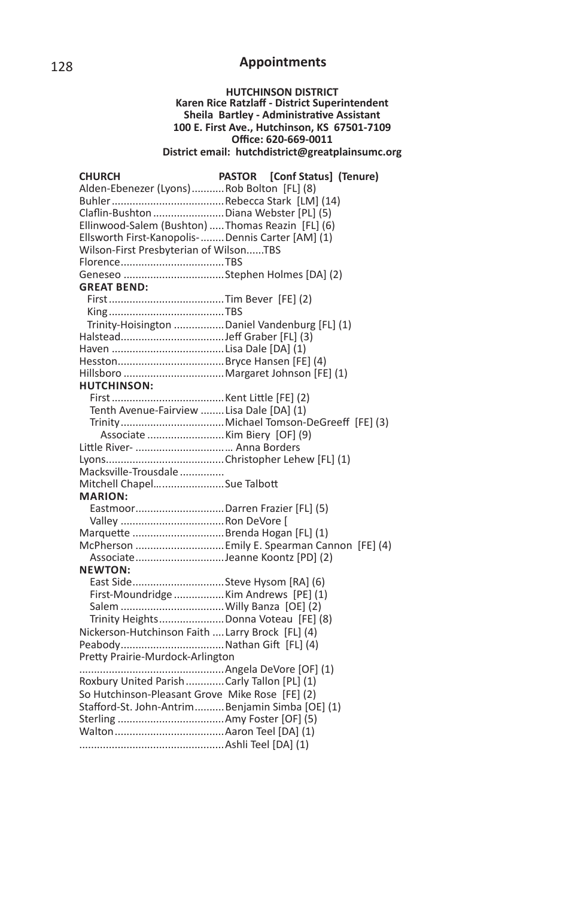## Appointments

**HUTCHINSON DISTRICT**
**Karen Rice Ratzlaff - District Superintendent**
**Sheila Bartley - Administrative Assistant**
**100 E. First Ave., Hutchinson, KS 67501-7109**
**Office: 620-669-0011**
**District email: hutchdistrict@greatplainsumc.org**

| CHURCH | PASTOR [Conf Status] (Tenure) |
|---|---|
| Alden-Ebenezer (Lyons) | Rob Bolton [FL] (8) |
| Buhler | Rebecca Stark [LM] (14) |
| Claflin-Bushton | Diana Webster [PL] (5) |
| Ellinwood-Salem (Bushton) | Thomas Reazin [FL] (6) |
| Ellsworth First-Kanopolis-Wilson-First Presbyterian of Wilson | Dennis Carter [AM] (1) TBS |
| Florence | TBS |
| Geneseo | Stephen Holmes [DA] (2) |
| **GREAT BEND:** | |
| First | Tim Bever [FE] (2) |
| King | TBS |
| Trinity-Hoisington | Daniel Vandenburg [FL] (1) |
| Halstead | Jeff Graber [FL] (3) |
| Haven | Lisa Dale [DA] (1) |
| Hesston | Bryce Hansen [FE] (4) |
| Hillsboro | Margaret Johnson [FE] (1) |
| **HUTCHINSON:** | |
| First | Kent Little [FE] (2) |
| Tenth Avenue-Fairview | Lisa Dale [DA] (1) |
| Trinity | Michael Tomson-DeGreeff [FE] (3) |
| Associate | Kim Biery [OF] (9) |
| Little River- | … Anna Borders |
| Lyons | Christopher Lehew [FL] (1) |
| Macksville-Trousdale | |
| Mitchell Chapel | Sue Talbott |
| **MARION:** | |
| Eastmoor | Darren Frazier [FL] (5) |
| Valley | Ron DeVore [ |
| Marquette | Brenda Hogan [FL] (1) |
| McPherson | Emily E. Spearman Cannon [FE] (4) |
| Associate | Jeanne Koontz [PD] (2) |
| **NEWTON:** | |
| East Side | Steve Hysom [RA] (6) |
| First-Moundridge | Kim Andrews [PE] (1) |
| Salem | Willy Banza [OE] (2) |
| Trinity Heights | Donna Voteau [FE] (8) |
| Nickerson-Hutchinson Faith | Larry Brock [FL] (4) |
| Peabody | Nathan Gift [FL] (4) |
| Pretty Prairie-Murdock-Arlington | Angela DeVore [OF] (1) |
| Roxbury United Parish | Carly Tallon [PL] (1) |
| So Hutchinson-Pleasant Grove | Mike Rose [FE] (2) |
| Stafford-St. John-Antrim | Benjamin Simba [OE] (1) |
| Sterling | Amy Foster [OF] (5) |
| Walton | Aaron Teel [DA] (1) |
| | Ashli Teel [DA] (1) |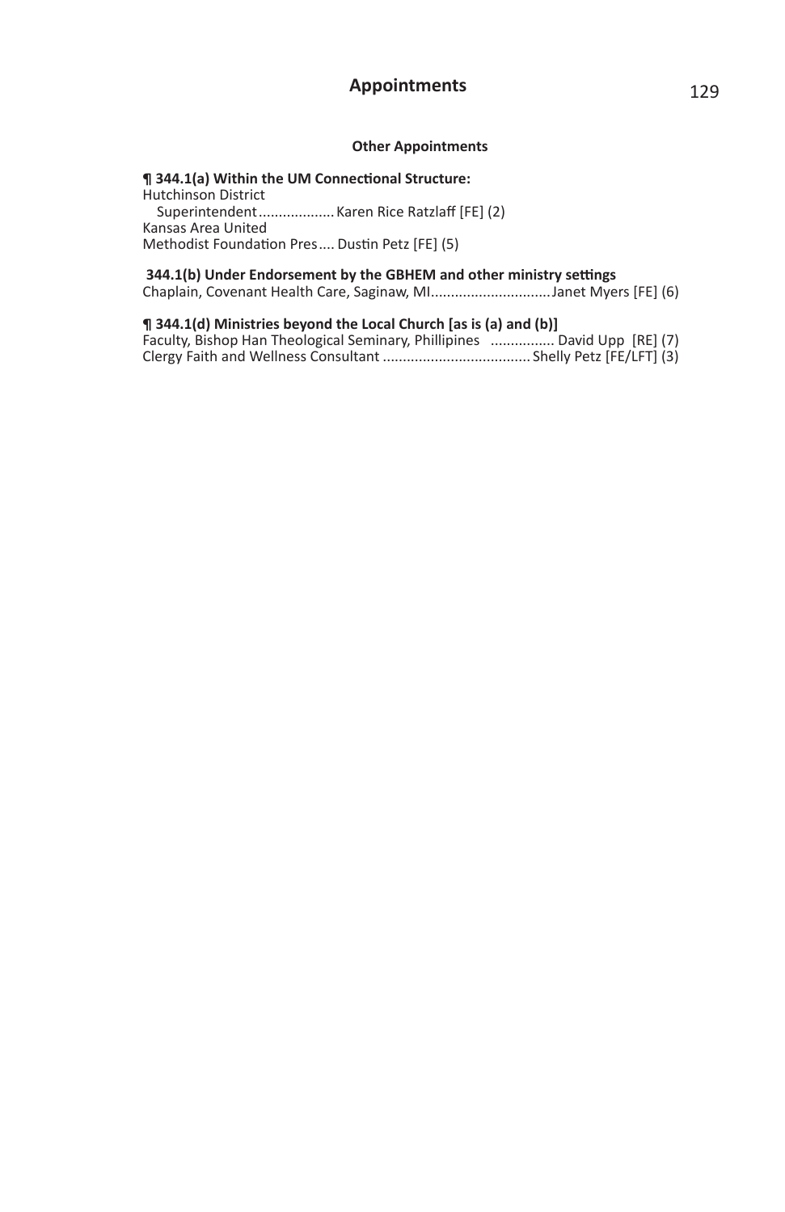## Other Appointments

**¶ 344.1(a) Within the UM Connectional Structure:**

Hutchinson District
 Superintendent .................. Karen Rice Ratzlaff [FE] (2)
Kansas Area United
Methodist Foundation Pres.... Dustin Petz [FE] (5)

**344.1(b) Under Endorsement by the GBHEM and other ministry settings**

Chaplain, Covenant Health Care, Saginaw, MI.............................Janet Myers [FE] (6)

**¶ 344.1(d) Ministries beyond the Local Church [as is (a) and (b)]**

Faculty, Bishop Han Theological Seminary, Phillipines ............... David Upp [RE] (7)
Clergy Faith and Wellness Consultant .................................... Shelly Petz [FE/LFT] (3)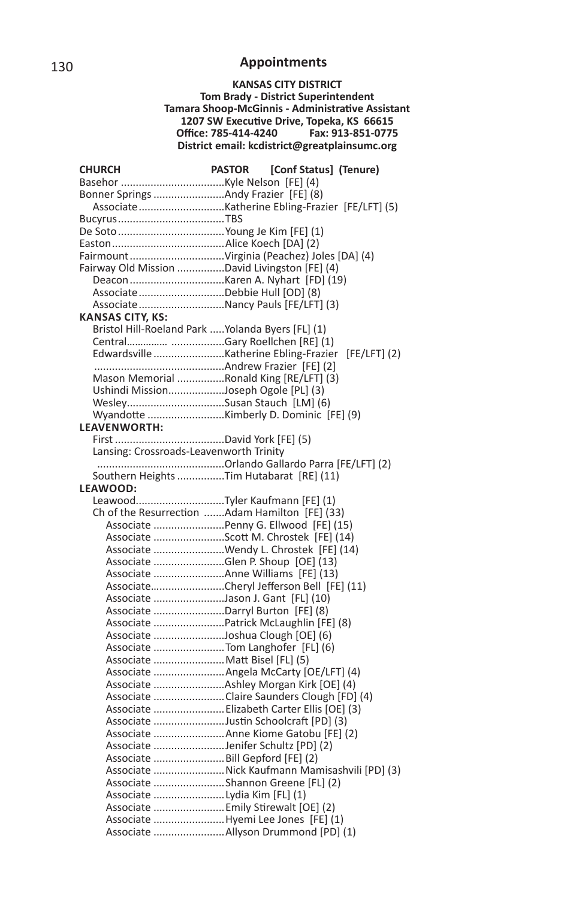## Appointments

**KANSAS CITY DISTRICT**
**Tom Brady - District Superintendent**
**Tamara Shoop-McGinnis - Administrative Assistant**
**1207 SW Executive Drive, Topeka, KS 66615**
**Office: 785-414-4240 Fax: 913-851-0775**
**District email: kcdistrict@greatplainsumc.org**

**CHURCH** **PASTOR** **[Conf Status] (Tenure)**

Basehor ....................................Kyle Nelson [FE] (4)
Bonner Springs .........................Andy Frazier [FE] (8)
  Associate.............................Katherine Ebling-Frazier [FE/LFT] (5)
Bucyrus....................................TBS
De Soto....................................Young Je Kim [FE] (1)
Easton......................................Alice Koech [DA] (2)
Fairmount................................Virginia (Peachez) Joles [DA] (4)
Fairway Old Mission ................David Livingston [FE] (4)
  Deacon................................Karen A. Nyhart [FD] (19)
  Associate.............................Debbie Hull [OD] (8)
  Associate.............................Nancy Pauls [FE/LFT] (3)

**KANSAS CITY, KS:**
  Bristol Hill-Roeland Park .....Yolanda Byers [FL] (1)
  Central..............................Gary Roellchen [RE] (1)
  Edwardsville........................Katherine Ebling-Frazier [FE/LFT] (2)
  ............................................Andrew Frazier [FE] (2)
  Mason Memorial ................Ronald King [RE/LFT] (3)
  Ushindi Mission...................Joseph Ogole [PL] (3)
  Wesley.................................Susan Stauch [LM] (6)
  Wyandotte ..........................Kimberly D. Dominic [FE] (9)

**LEAVENWORTH:**
  First .....................................David York [FE] (5)
  Lansing: Crossroads-Leavenworth Trinity
  ...........................................Orlando Gallardo Parra [FE/LFT] (2)
  Southern Heights ................Tim Hutabarat [RE] (11)

**LEAWOOD:**
  Leawood..............................Tyler Kaufmann [FE] (1)
  Ch of the Resurrection .......Adam Hamilton [FE] (33)
    Associate ........................Penny G. Ellwood [FE] (15)
    Associate ........................Scott M. Chrostek [FE] (14)
    Associate ........................Wendy L. Chrostek [FE] (14)
    Associate ........................Glen P. Shoup [OE] (13)
    Associate ........................Anne Williams [FE] (13)
    Associate.........................Cheryl Jefferson Bell [FE] (11)
    Associate ........................Jason J. Gant [FL] (10)
    Associate ........................Darryl Burton [FE] (8)
    Associate ........................Patrick McLaughlin [FE] (8)
    Associate ........................Joshua Clough [OE] (6)
    Associate ........................Tom Langhofer [FL] (6)
    Associate ........................Matt Bisel [FL] (5)
    Associate ........................Angela McCarty [OE/LFT] (4)
    Associate ........................Ashley Morgan Kirk [OE] (4)
    Associate ........................Claire Saunders Clough [FD] (4)
    Associate ........................Elizabeth Carter Ellis [OE] (3)
    Associate ........................Justin Schoolcraft [PD] (3)
    Associate ........................Anne Kiome Gatobu [FE] (2)
    Associate ........................Jenifer Schultz [PD] (2)
    Associate ........................Bill Gepford [FE] (2)
    Associate ........................Nick Kaufmann Mamisashvili [PD] (3)
    Associate ........................Shannon Greene [FL] (2)
    Associate ........................Lydia Kim [FL] (1)
    Associate ........................Emily Stirewalt [OE] (2)
    Associate ........................Hyemi Lee Jones [FE] (1)
    Associate ........................Allyson Drummond [PD] (1)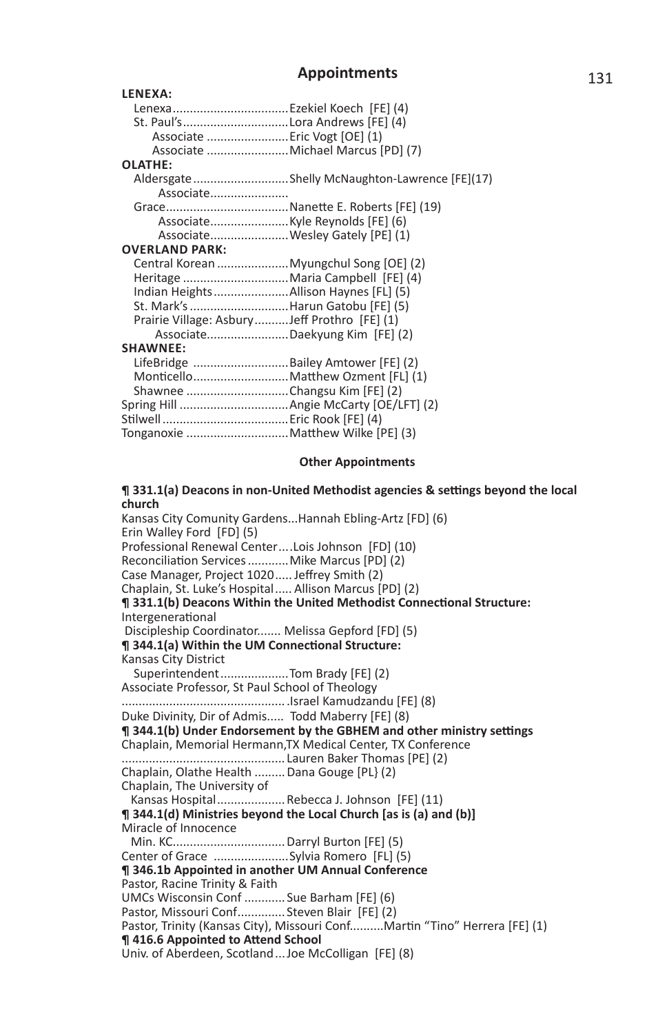## Appointments

**LENEXA:**

- Lenexa.................................Ezekiel Koech [FE] (4)
- St. Paul's..............................Lora Andrews [FE] (4)
  - Associate .......................Eric Vogt [OE] (1)
  - Associate .......................Michael Marcus [PD] (7)

**OLATHE:**

- Aldersgate...........................Shelly McNaughton-Lawrence [FE](17)
  - Associate......................
- Grace...................................Nanette E. Roberts [FE] (19)
  - Associate......................Kyle Reynolds [FE] (6)
  - Associate......................Wesley Gately [PE] (1)

**OVERLAND PARK:**

- Central Korean ....................Myungchul Song [OE] (2)
- Heritage ..............................Maria Campbell [FE] (4)
- Indian Heights.....................Allison Haynes [FL] (5)
- St. Mark's ............................Harun Gatobu [FE] (5)
- Prairie Village: Asbury..........Jeff Prothro [FE] (1)
  - Associate.......................Daekyung Kim [FE] (2)

**SHAWNEE:**

- LifeBridge ...........................Bailey Amtower [FE] (2)
- Monticello...........................Matthew Ozment [FL] (1)
- Shawnee .............................Changsu Kim [FE] (2)

Spring Hill ...............................Angie McCarty [OE/LFT] (2)
Stilwell ....................................Eric Rook [FE] (4)
Tonganoxie .............................Matthew Wilke [PE] (3)

### Other Appointments

**¶ 331.1(a) Deacons in non-United Methodist agencies & settings beyond the local church**

Kansas City Comunity Gardens...Hannah Ebling-Artz [FD] (6)
Erin Walley Ford [FD] (5)
Professional Renewal Center....Lois Johnson [FD] (10)
Reconciliation Services ............Mike Marcus [PD] (2)
Case Manager, Project 1020..... Jeffrey Smith (2)
Chaplain, St. Luke's Hospital..... Allison Marcus [PD] (2)

**¶ 331.1(b) Deacons Within the United Methodist Connectional Structure:**

Intergenerational
Discipleship Coordinator....... Melissa Gepford [FD] (5)

**¶ 344.1(a) Within the UM Connectional Structure:**

Kansas City District
Superintendent....................Tom Brady [FE] (2)
Associate Professor, St Paul School of Theology
................................................Israel Kamudzandu [FE] (8)
Duke Divinity, Dir of Admis..... Todd Maberry [FE] (8)

**¶ 344.1(b) Under Endorsement by the GBHEM and other ministry settings**

Chaplain, Memorial Hermann,TX Medical Center, TX Conference
................................................Lauren Baker Thomas [PE] (2)
Chaplain, Olathe Health .........Dana Gouge [PL} (2)
Chaplain, The University of
Kansas Hospital....................Rebecca J. Johnson [FE] (11)

**¶ 344.1(d) Ministries beyond the Local Church [as is (a) and (b)]**

Miracle of Innocence
Min. KC................................Darryl Burton [FE] (5)
Center of Grace ......................Sylvia Romero [FL] (5)

**¶ 346.1b Appointed in another UM Annual Conference**

Pastor, Racine Trinity & Faith
UMCs Wisconsin Conf ............Sue Barham [FE] (6)
Pastor, Missouri Conf.............Steven Blair [FE] (2)
Pastor, Trinity (Kansas City), Missouri Conf..........Martin "Tino" Herrera [FE] (1)

**¶ 416.6 Appointed to Attend School**

Univ. of Aberdeen, Scotland...Joe McColligan [FE] (8)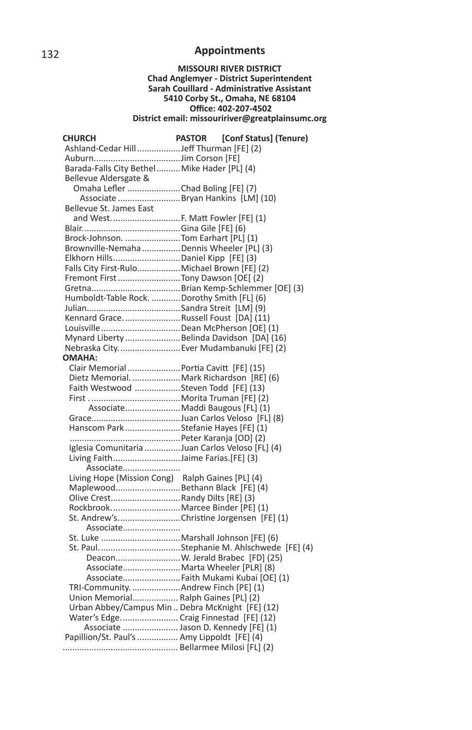## Appointments

**MISSOURI RIVER DISTRICT**
**Chad Anglemyer - District Superintendent**
**Sarah Couillard - Administrative Assistant**
**5410 Corby St., Omaha, NE 68104**
**Office: 402-207-4502**
**District email: missouririver@greatplainsumc.org**

| CHURCH | PASTOR [Conf Status] (Tenure) |
|---|---|
| Ashland-Cedar Hill | Jeff Thurman [FE] (2) |
| Auburn | Jim Corson [FE] |
| Barada-Falls City Bethel | Mike Hader [PL] (4) |
| Bellevue Aldersgate & Omaha Lefler | Chad Boling [FE] (7) |
| Associate | Bryan Hankins [LM] (10) |
| Bellevue St. James East and West. | F. Matt Fowler [FE] (1) |
| Blair. | Gina Gile [FE] (6) |
| Brock-Johnson. | Tom Earhart [PL] (1) |
| Brownville-Nemaha | Dennis Wheeler [PL] (3) |
| Elkhorn Hills | Daniel Kipp [FE] (3) |
| Falls City First-Rulo | Michael Brown [FE] (2) |
| Fremont First | Tony Dawson [OE[ (2) |
| Gretna | Brian Kemp-Schlemmer [OE] (3) |
| Humboldt-Table Rock. | Dorothy Smith [FL] (6) |
| Julian | Sandra Streit [LM] (9) |
| Kennard Grace. | Russell Foust [DA] (11) |
| Louisville | Dean McPherson [OE] (1) |
| Mynard Liberty | Belinda Davidson [DA] (16) |
| Nebraska City. | Ever Mudambanuki [FE] (2) |
| **OMAHA:** | |
| Clair Memorial | Portia Cavitt [FE] (15) |
| Dietz Memorial. | Mark Richardson [RE] (6) |
| Faith Westwood | Steven Todd [FE] (13) |
| First . | Morita Truman [FE] (2) |
| Associate | Maddi Baugous [FL] (1) |
| Grace | Juan Carlos Veloso [FL] (8) |
| Hanscom Park | Stefanie Hayes [FE] (1) |
| | Peter Karanja [OD] (2) |
| Iglesia Comunitaria | Juan Carlos Veloso [FL] (4) |
| Living Faith | Jaime Farias.[FE] (3) |
| Associate | |
| Living Hope (Mission Cong) | Ralph Gaines [PL] (4) |
| Maplewood | Bethann Black [FE] (4) |
| Olive Crest | Randy Dilts [RE] (3) |
| Rockbrook. | Marcee Binder [PE] (1) |
| St. Andrew's. | Christine Jorgensen [FE] (1) |
| Associate | |
| St. Luke | Marshall Johnson [FE] (6) |
| St. Paul. | Stephanie M. Ahlschwede [FE] (4) |
| Deacon | W. Jerald Brabec [FD] (25) |
| Associate | Marta Wheeler [PLR] (8) |
| Associate | Faith Mukami Kubai [OE] (1) |
| TRI-Community. | Andrew Finch [PE] (1) |
| Union Memorial | Ralph Gaines [PL] (2) |
| Urban Abbey/Campus Min | Debra McKnight [FE] (12) |
| Water's Edge. | Craig Finnestad [FE] (12) |
| Associate | Jason D. Kennedy [FE] (1) |
| Papillion/St. Paul's | Amy Lippoldt [FE] (4) |
| | Bellarmee Milosi [FL] (2) |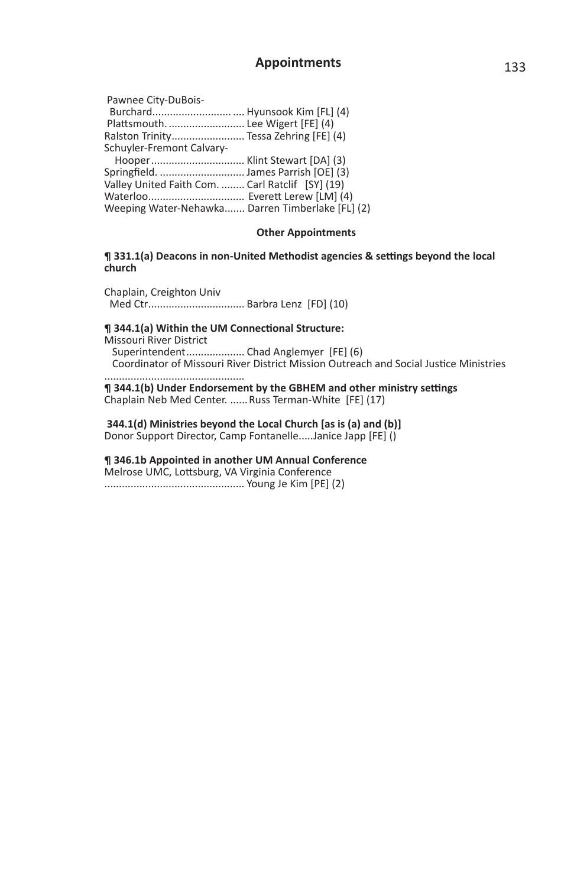## Appointments

Pawnee City-DuBois-
Burchard............................ Hyunsook Kim [FL] (4)
Plattsmouth. ......................... Lee Wigert [FE] (4)
Ralston Trinity......................... Tessa Zehring [FE] (4)
Schuyler-Fremont Calvary-
Hooper................................ Klint Stewart [DA] (3)
Springfield. ............................ James Parrish [OE] (3)
Valley United Faith Com. ........ Carl Ratclif [SY] (19)
Waterloo................................ Everett Lerew [LM] (4)
Weeping Water-Nehawka....... Darren Timberlake [FL] (2)

### Other Appointments

**¶ 331.1(a) Deacons in non-United Methodist agencies & settings beyond the local church**

Chaplain, Creighton Univ
Med Ctr................................ Barbra Lenz [FD] (10)

**¶ 344.1(a) Within the UM Connectional Structure:**
Missouri River District
Superintendent.................... Chad Anglemyer [FE] (6)
Coordinator of Missouri River District Mission Outreach and Social Justice Ministries
...............................................

**¶ 344.1(b) Under Endorsement by the GBHEM and other ministry settings**
Chaplain Neb Med Center. ...... Russ Terman-White [FE] (17)

**344.1(d) Ministries beyond the Local Church [as is (a) and (b)]**
Donor Support Director, Camp Fontanelle.....Janice Japp [FE] ()

**¶ 346.1b Appointed in another UM Annual Conference**
Melrose UMC, Lottsburg, VA Virginia Conference
............................................... Young Je Kim [PE] (2)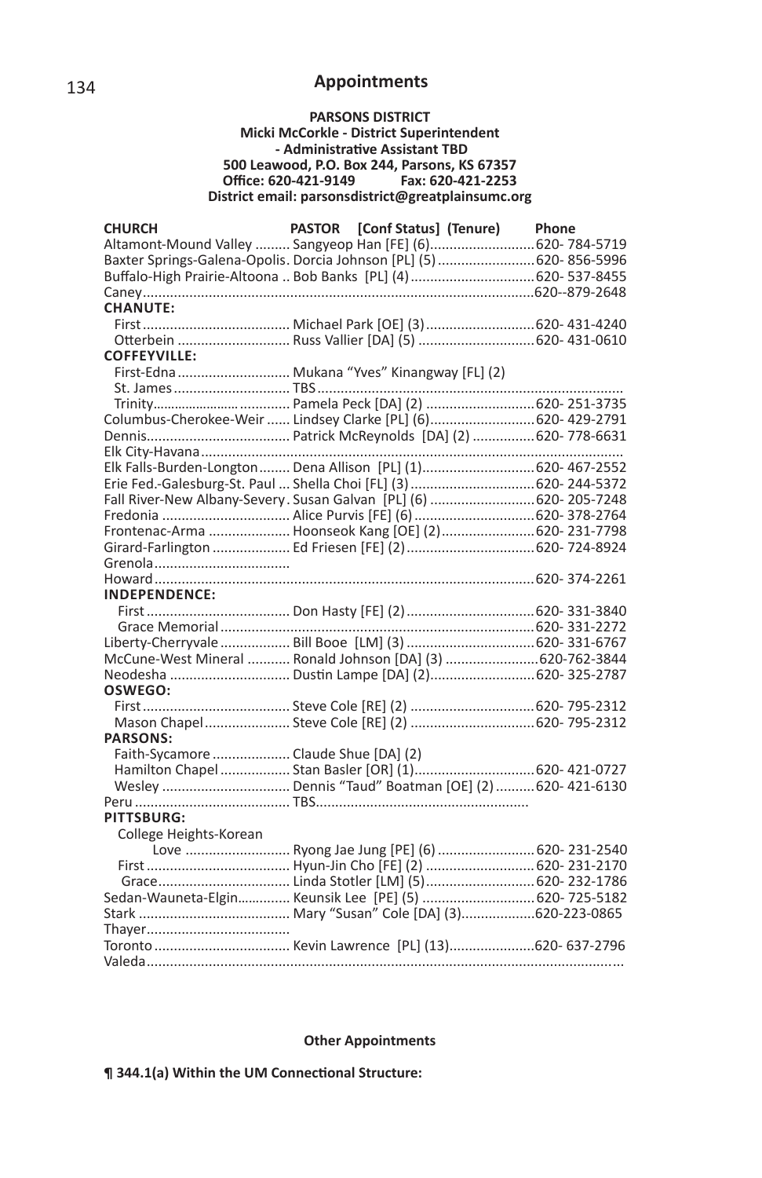## Appointments

**PARSONS DISTRICT**
**Micki McCorkle - District Superintendent**
**- Administrative Assistant TBD**
**500 Leawood, P.O. Box 244, Parsons, KS 67357**
**Office: 620-421-9149 Fax: 620-421-2253**
**District email: parsonsdistrict@greatplainsumc.org**

| CHURCH | PASTOR [Conf Status] (Tenure) | Phone |
|---|---|---|
| Altamont-Mound Valley | Sangyeop Han [FE] (6) | 620- 784-5719 |
| Baxter Springs-Galena-Opolis | Dorcia Johnson [PL] (5) | 620- 856-5996 |
| Buffalo-High Prairie-Altoona | Bob Banks [PL] (4) | 620- 537-8455 |
| Caney | | 620--879-2648 |
| **CHANUTE:** | | |
| First | Michael Park [OE] (3) | 620- 431-4240 |
| Otterbein | Russ Vallier [DA] (5) | 620- 431-0610 |
| **COFFEYVILLE:** | | |
| First-Edna | Mukana "Yves" Kinangway [FL] (2) | |
| St. James | TBS | |
| Trinity | Pamela Peck [DA] (2) | 620- 251-3735 |
| Columbus-Cherokee-Weir | Lindsey Clarke [PL] (6) | 620- 429-2791 |
| Dennis | Patrick McReynolds [DA] (2) | 620- 778-6631 |
| Elk City-Havana | | |
| Elk Falls-Burden-Longton | Dena Allison [PL] (1) | 620- 467-2552 |
| Erie Fed.-Galesburg-St. Paul | Shella Choi [FL] (3) | 620- 244-5372 |
| Fall River-New Albany-Severy | Susan Galvan [PL] (6) | 620- 205-7248 |
| Fredonia | Alice Purvis [FE] (6) | 620- 378-2764 |
| Frontenac-Arma | Hoonseok Kang [OE] (2) | 620- 231-7798 |
| Girard-Farlington | Ed Friesen [FE] (2) | 620- 724-8924 |
| Grenola | | |
| Howard | | 620- 374-2261 |
| **INDEPENDENCE:** | | |
| First | Don Hasty [FE] (2) | 620- 331-3840 |
| Grace Memorial | | 620- 331-2272 |
| Liberty-Cherryvale | Bill Booe [LM] (3) | 620- 331-6767 |
| McCune-West Mineral | Ronald Johnson [DA] (3) | 620-762-3844 |
| Neodesha | Dustin Lampe [DA] (2) | 620- 325-2787 |
| **OSWEGO:** | | |
| First | Steve Cole [RE] (2) | 620- 795-2312 |
| Mason Chapel | Steve Cole [RE] (2) | 620- 795-2312 |
| **PARSONS:** | | |
| Faith-Sycamore | Claude Shue [DA] (2) | |
| Hamilton Chapel | Stan Basler [OR] (1) | 620- 421-0727 |
| Wesley | Dennis "Taud" Boatman [OE] (2) | 620- 421-6130 |
| Peru | TBS | |
| **PITTSBURG:** | | |
| College Heights-Korean Love | Ryong Jae Jung [PE] (6) | 620- 231-2540 |
| First | Hyun-Jin Cho [FE] (2) | 620- 231-2170 |
| Grace | Linda Stotler [LM] (5) | 620- 232-1786 |
| Sedan-Wauneta-Elgin | Keunsik Lee [PE] (5) | 620- 725-5182 |
| Stark | Mary "Susan" Cole [DA] (3) | 620-223-0865 |
| Thayer | | |
| Toronto | Kevin Lawrence [PL] (13) | 620- 637-2796 |
| Valeda | | |

**Other Appointments**

**¶ 344.1(a) Within the UM Connectional Structure:**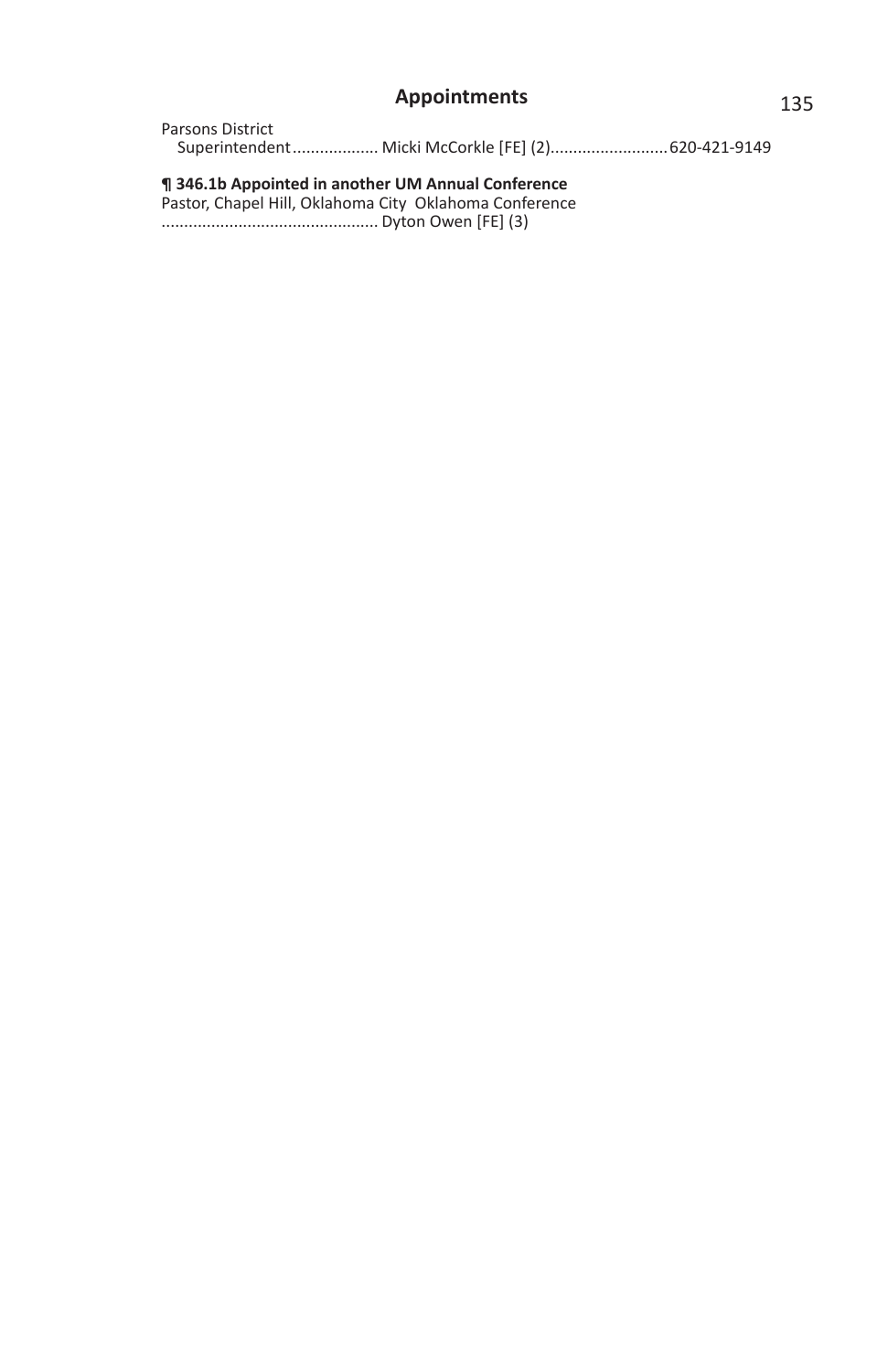Parsons District
  Superintendent.................. Micki McCorkle [FE] (2).........................620-421-9149

**¶ 346.1b Appointed in another UM Annual Conference**
Pastor, Chapel Hill, Oklahoma City  Oklahoma Conference
............................................... Dyton Owen [FE] (3)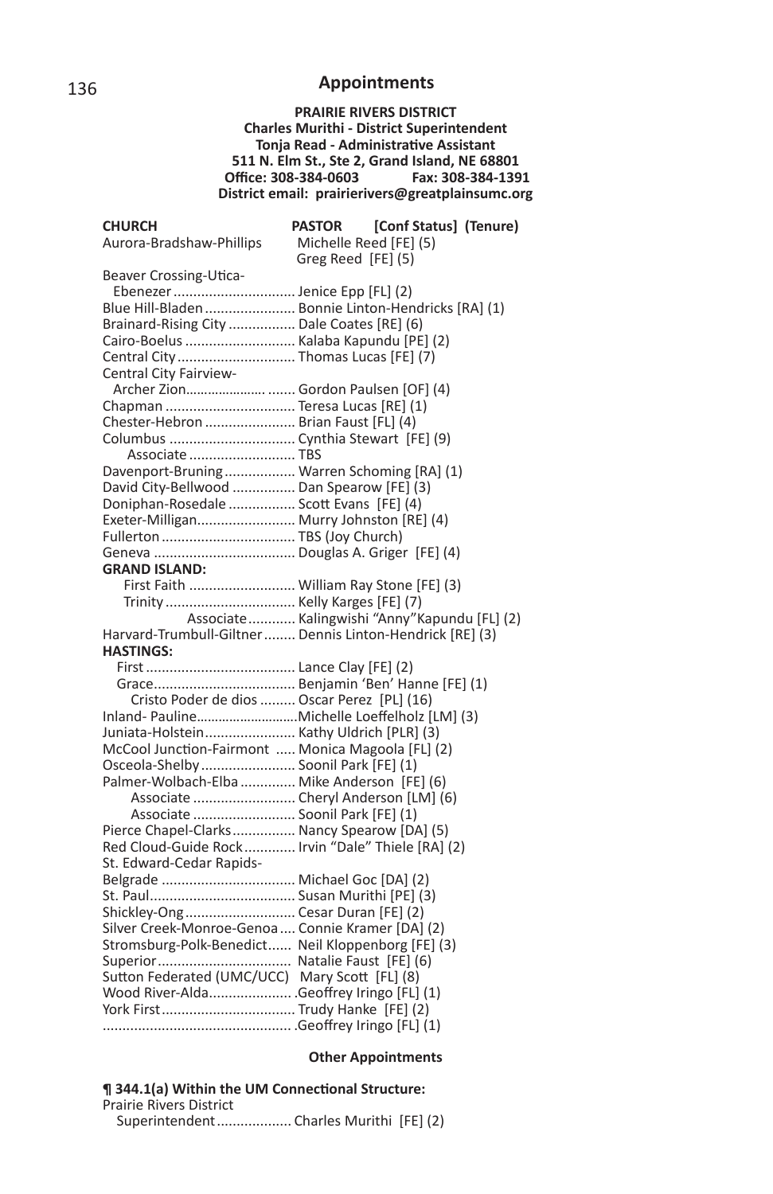## Appointments

**PRAIRIE RIVERS DISTRICT**
**Charles Murithi - District Superintendent**
**Tonja Read - Administrative Assistant**
**511 N. Elm St., Ste 2, Grand Island, NE 68801**
**Office: 308-384-0603 Fax: 308-384-1391**
**District email: prairierivers@greatplainsumc.org**

| CHURCH | PASTOR [Conf Status] (Tenure) |
|---|---|
| Aurora-Bradshaw-Phillips | Michelle Reed [FE] (5) |
| | Greg Reed [FE] (5) |
| Beaver Crossing-Utica-Ebenezer | Jenice Epp [FL] (2) |
| Blue Hill-Bladen | Bonnie Linton-Hendricks [RA] (1) |
| Brainard-Rising City | Dale Coates [RE] (6) |
| Cairo-Boelus | Kalaba Kapundu [PE] (2) |
| Central City | Thomas Lucas [FE] (7) |
| Central City Fairview-Archer Zion | Gordon Paulsen [OF] (4) |
| Chapman | Teresa Lucas [RE] (1) |
| Chester-Hebron | Brian Faust [FL] (4) |
| Columbus | Cynthia Stewart [FE] (9) |
| Associate | TBS |
| Davenport-Bruning | Warren Schoming [RA] (1) |
| David City-Bellwood | Dan Spearow [FE] (3) |
| Doniphan-Rosedale | Scott Evans [FE] (4) |
| Exeter-Milligan | Murry Johnston [RE] (4) |
| Fullerton | TBS (Joy Church) |
| Geneva | Douglas A. Griger [FE] (4) |
| **GRAND ISLAND:** | |
| First Faith | William Ray Stone [FE] (3) |
| Trinity | Kelly Karges [FE] (7) |
| Associate | Kalingwishi "Anny"Kapundu [FL] (2) |
| Harvard-Trumbull-Giltner | Dennis Linton-Hendrick [RE] (3) |
| **HASTINGS:** | |
| First | Lance Clay [FE] (2) |
| Grace | Benjamin 'Ben' Hanne [FE] (1) |
| Cristo Poder de dios | Oscar Perez [PL] (16) |
| Inland- Pauline | Michelle Loeffelholz [LM] (3) |
| Juniata-Holstein | Kathy Uldrich [PLR] (3) |
| McCool Junction-Fairmont | Monica Magoola [FL] (2) |
| Osceola-Shelby | Soonil Park [FE] (1) |
| Palmer-Wolbach-Elba | Mike Anderson [FE] (6) |
| Associate | Cheryl Anderson [LM] (6) |
| Associate | Soonil Park [FE] (1) |
| Pierce Chapel-Clarks | Nancy Spearow [DA] (5) |
| Red Cloud-Guide Rock | Irvin "Dale" Thiele [RA] (2) |
| St. Edward-Cedar Rapids-Belgrade | Michael Goc [DA] (2) |
| St. Paul | Susan Murithi [PE] (3) |
| Shickley-Ong | Cesar Duran [FE] (2) |
| Silver Creek-Monroe-Genoa | Connie Kramer [DA] (2) |
| Stromsburg-Polk-Benedict | Neil Kloppenborg [FE] (3) |
| Superior | Natalie Faust [FE] (6) |
| Sutton Federated (UMC/UCC) | Mary Scott [FL] (8) |
| Wood River-Alda | Geoffrey Iringo [FL] (1) |
| York First | Trudy Hanke [FE] (2) |
| | Geoffrey Iringo [FL] (1) |

**Other Appointments**

**¶ 344.1(a) Within the UM Connectional Structure:**

Prairie Rivers District
Superintendent ................... Charles Murithi [FE] (2)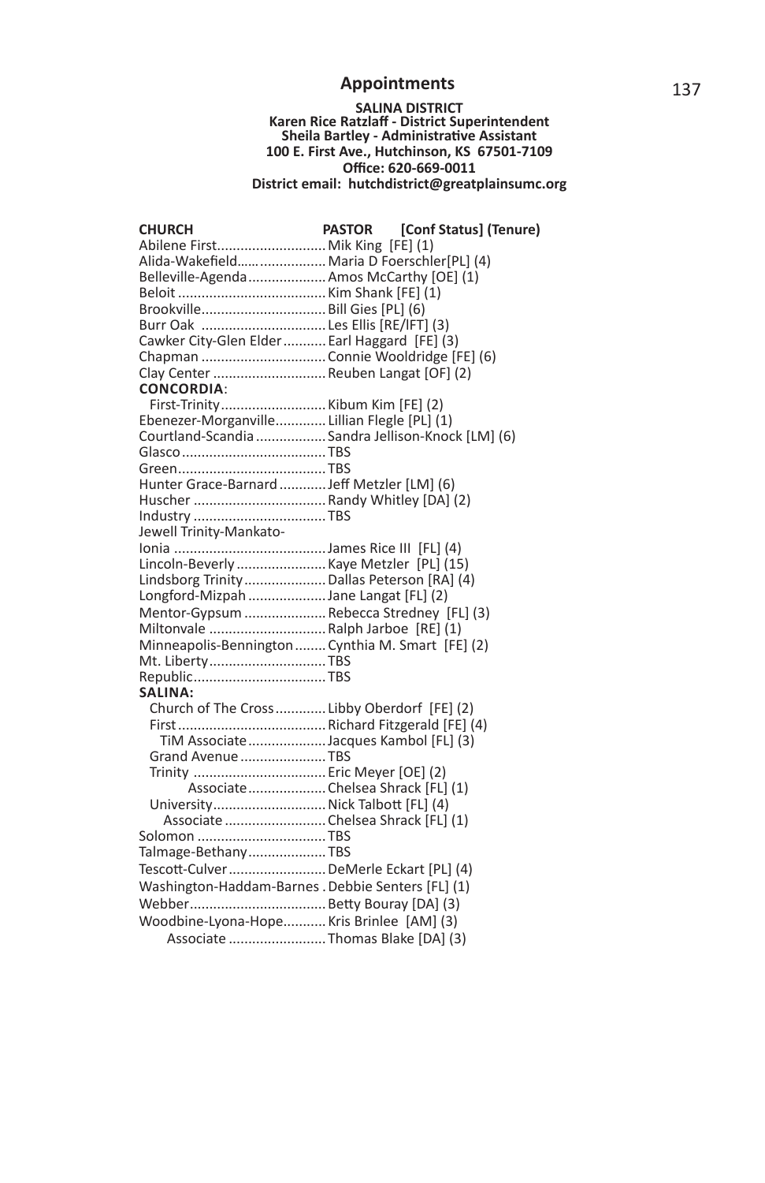## Appointments

**SALINA DISTRICT**
**Karen Rice Ratzlaff - District Superintendent**
**Sheila Bartley - Administrative Assistant**
**100 E. First Ave., Hutchinson, KS 67501-7109**
**Office: 620-669-0011**
**District email: hutchdistrict@greatplainsumc.org**

| CHURCH | PASTOR [Conf Status] (Tenure) |
|---|---|
| Abilene First | Mik King [FE] (1) |
| Alida-Wakefield | Maria D Foerschler[PL] (4) |
| Belleville-Agenda | Amos McCarthy [OE] (1) |
| Beloit | Kim Shank [FE] (1) |
| Brookville | Bill Gies [PL] (6) |
| Burr Oak | Les Ellis [RE/lFT] (3) |
| Cawker City-Glen Elder | Earl Haggard [FE] (3) |
| Chapman | Connie Wooldridge [FE] (6) |
| Clay Center | Reuben Langat [OF] (2) |
| **CONCORDIA**: | |
| First-Trinity | Kibum Kim [FE] (2) |
| Ebenezer-Morganville | Lillian Flegle [PL] (1) |
| Courtland-Scandia | Sandra Jellison-Knock [LM] (6) |
| Glasco | TBS |
| Green | TBS |
| Hunter Grace-Barnard | Jeff Metzler [LM] (6) |
| Huscher | Randy Whitley [DA] (2) |
| Industry | TBS |
| Jewell Trinity-Mankato-Ionia | James Rice III [FL] (4) |
| Lincoln-Beverly | Kaye Metzler [PL] (15) |
| Lindsborg Trinity | Dallas Peterson [RA] (4) |
| Longford-Mizpah | Jane Langat [FL] (2) |
| Mentor-Gypsum | Rebecca Stredney [FL] (3) |
| Miltonvale | Ralph Jarboe [RE] (1) |
| Minneapolis-Bennington | Cynthia M. Smart [FE] (2) |
| Mt. Liberty | TBS |
| Republic | TBS |
| **SALINA:** | |
| Church of The Cross | Libby Oberdorf [FE] (2) |
| First | Richard Fitzgerald [FE] (4) |
| TiM Associate | Jacques Kambol [FL] (3) |
| Grand Avenue | TBS |
| Trinity | Eric Meyer [OE] (2) |
| Associate | Chelsea Shrack [FL] (1) |
| University | Nick Talbott [FL] (4) |
| Associate | Chelsea Shrack [FL] (1) |
| Solomon | TBS |
| Talmage-Bethany | TBS |
| Tescott-Culver | DeMerle Eckart [PL] (4) |
| Washington-Haddam-Barnes | Debbie Senters [FL] (1) |
| Webber | Betty Bouray [DA] (3) |
| Woodbine-Lyona-Hope | Kris Brinlee [AM] (3) |
| Associate | Thomas Blake [DA] (3) |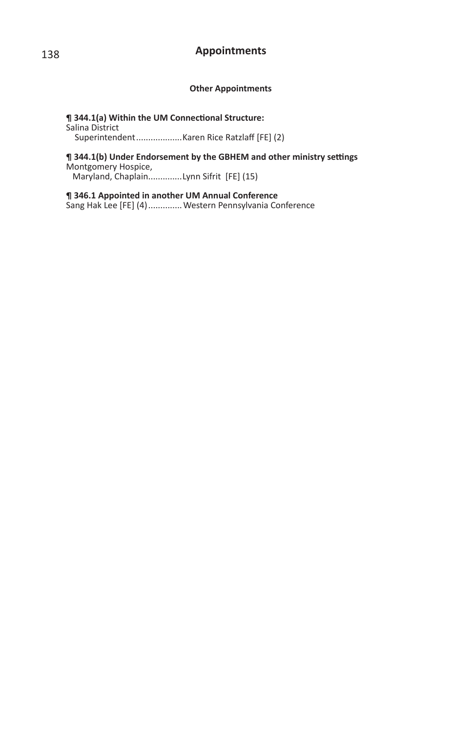### Other Appointments

**¶ 344.1(a) Within the UM Connectional Structure:**
Salina District
  Superintendent..................Karen Rice Ratzlaff [FE] (2)

**¶ 344.1(b) Under Endorsement by the GBHEM and other ministry settings**
Montgomery Hospice,
  Maryland, Chaplain.............Lynn Sifrit [FE] (15)

**¶ 346.1 Appointed in another UM Annual Conference**
Sang Hak Lee [FE] (4)............. Western Pennsylvania Conference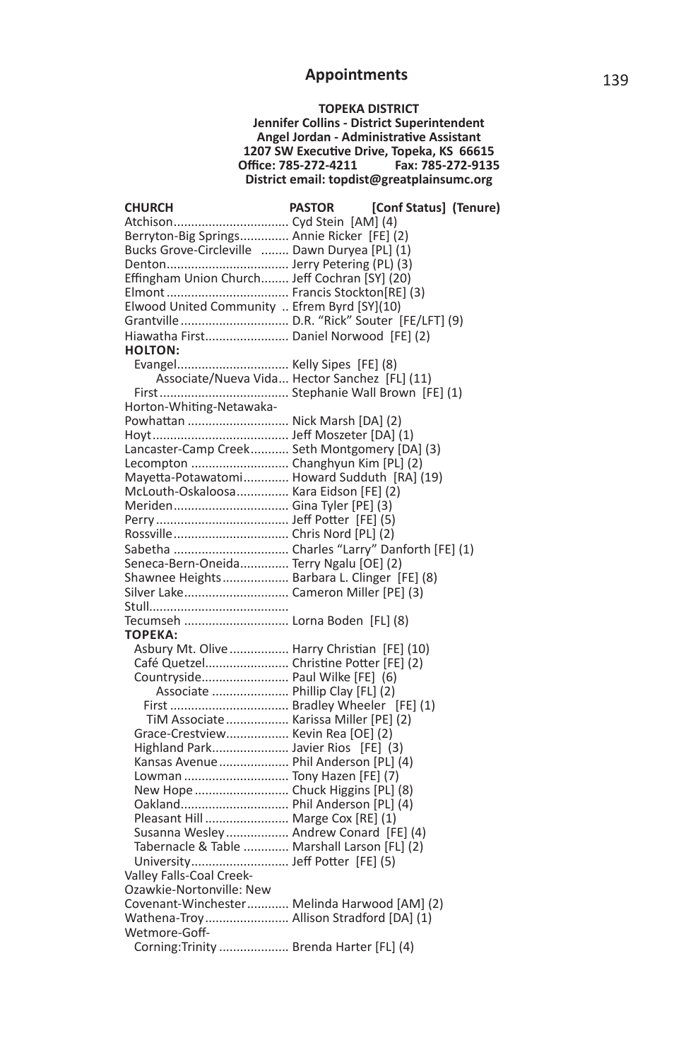## Appointments

**TOPEKA DISTRICT**
**Jennifer Collins - District Superintendent**
**Angel Jordan - Administrative Assistant**
**1207 SW Executive Drive, Topeka, KS 66615**
**Office: 785-272-4211 Fax: 785-272-9135**
**District email: topdist@greatplainsumc.org**

| CHURCH | PASTOR [Conf Status] (Tenure) |
|---|---|
| Atchison | Cyd Stein [AM] (4) |
| Berryton-Big Springs | Annie Ricker [FE] (2) |
| Bucks Grove-Circleville | Dawn Duryea [PL] (1) |
| Denton | Jerry Petering (PL) (3) |
| Effingham Union Church | Jeff Cochran [SY] (20) |
| Elmont | Francis Stockton[RE] (3) |
| Elwood United Community | Efrem Byrd [SY](10) |
| Grantville | D.R. "Rick" Souter [FE/LFT] (9) |
| Hiawatha First | Daniel Norwood [FE] (2) |
| **HOLTON:** | |
| Evangel | Kelly Sipes [FE] (8) |
| Associate/Nueva Vida | Hector Sanchez [FL] (11) |
| First | Stephanie Wall Brown [FE] (1) |
| Horton-Whiting-Netawaka-Powhattan | Nick Marsh [DA] (2) |
| Hoyt | Jeff Moszeter [DA] (1) |
| Lancaster-Camp Creek | Seth Montgomery [DA] (3) |
| Lecompton | Changhyun Kim [PL] (2) |
| Mayetta-Potawatomi | Howard Sudduth [RA] (19) |
| McLouth-Oskaloosa | Kara Eidson [FE] (2) |
| Meriden | Gina Tyler [PE] (3) |
| Perry | Jeff Potter [FE] (5) |
| Rossville | Chris Nord [PL] (2) |
| Sabetha | Charles "Larry" Danforth [FE] (1) |
| Seneca-Bern-Oneida | Terry Ngalu [OE] (2) |
| Shawnee Heights | Barbara L. Clinger [FE] (8) |
| Silver Lake | Cameron Miller [PE] (3) |
| Stull | |
| Tecumseh | Lorna Boden [FL] (8) |
| **TOPEKA:** | |
| Asbury Mt. Olive | Harry Christian [FE] (10) |
| Café Quetzel | Christine Potter [FE] (2) |
| Countryside | Paul Wilke [FE] (6) |
| Associate | Phillip Clay [FL] (2) |
| First | Bradley Wheeler [FE] (1) |
| TiM Associate | Karissa Miller [PE] (2) |
| Grace-Crestview | Kevin Rea [OE] (2) |
| Highland Park | Javier Rios [FE] (3) |
| Kansas Avenue | Phil Anderson [PL] (4) |
| Lowman | Tony Hazen [FE] (7) |
| New Hope | Chuck Higgins [PL] (8) |
| Oakland | Phil Anderson [PL] (4) |
| Pleasant Hill | Marge Cox [RE] (1) |
| Susanna Wesley | Andrew Conard [FE] (4) |
| Tabernacle & Table | Marshall Larson [FL] (2) |
| University | Jeff Potter [FE] (5) |
| Valley Falls-Coal Creek-Ozawkie-Nortonville: New Covenant-Winchester | Melinda Harwood [AM] (2) |
| Wathena-Troy | Allison Stradford [DA] (1) |
| Wetmore-Goff-Corning:Trinity | Brenda Harter [FL] (4) |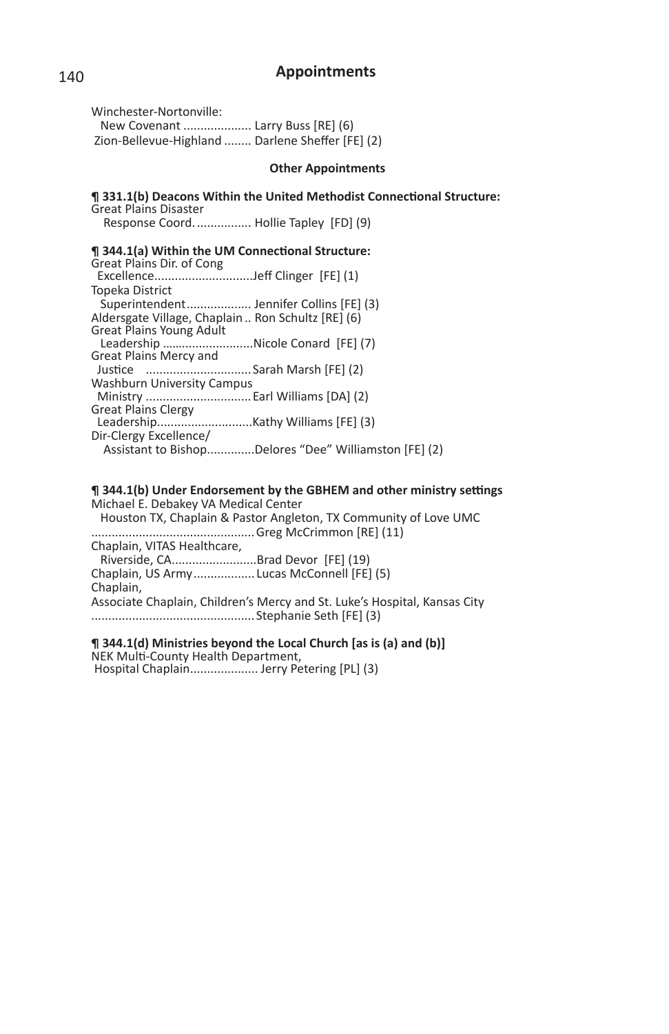## Appointments

Winchester-Nortonville:
New Covenant .................... Larry Buss [RE] (6)
Zion-Bellevue-Highland ........ Darlene Sheffer [FE] (2)

### Other Appointments

**¶ 331.1(b) Deacons Within the United Methodist Connectional Structure:**
Great Plains Disaster
Response Coord. ................ Hollie Tapley [FD] (9)

**¶ 344.1(a) Within the UM Connectional Structure:**
Great Plains Dir. of Cong
Excellence............................Jeff Clinger [FE] (1)
Topeka District
Superintendent................... Jennifer Collins [FE] (3)
Aldersgate Village, Chaplain .. Ron Schultz [RE] (6)
Great Plains Young Adult
Leadership ..........................Nicole Conard [FE] (7)
Great Plains Mercy and
Justice ...............................Sarah Marsh [FE] (2)
Washburn University Campus
Ministry ..............................Earl Williams [DA] (2)
Great Plains Clergy
Leadership............................Kathy Williams [FE] (3)
Dir-Clergy Excellence/
Assistant to Bishop.............Delores "Dee" Williamston [FE] (2)

**¶ 344.1(b) Under Endorsement by the GBHEM and other ministry settings**
Michael E. Debakey VA Medical Center
Houston TX, Chaplain & Pastor Angleton, TX Community of Love UMC
............................................... Greg McCrimmon [RE] (11)
Chaplain, VITAS Healthcare,
Riverside, CA.........................Brad Devor [FE] (19)
Chaplain, US Army.................. Lucas McConnell [FE] (5)
Chaplain,
Associate Chaplain, Children's Mercy and St. Luke's Hospital, Kansas City
............................................... Stephanie Seth [FE] (3)

**¶ 344.1(d) Ministries beyond the Local Church [as is (a) and (b)]**
NEK Multi-County Health Department,
Hospital Chaplain.................... Jerry Petering [PL] (3)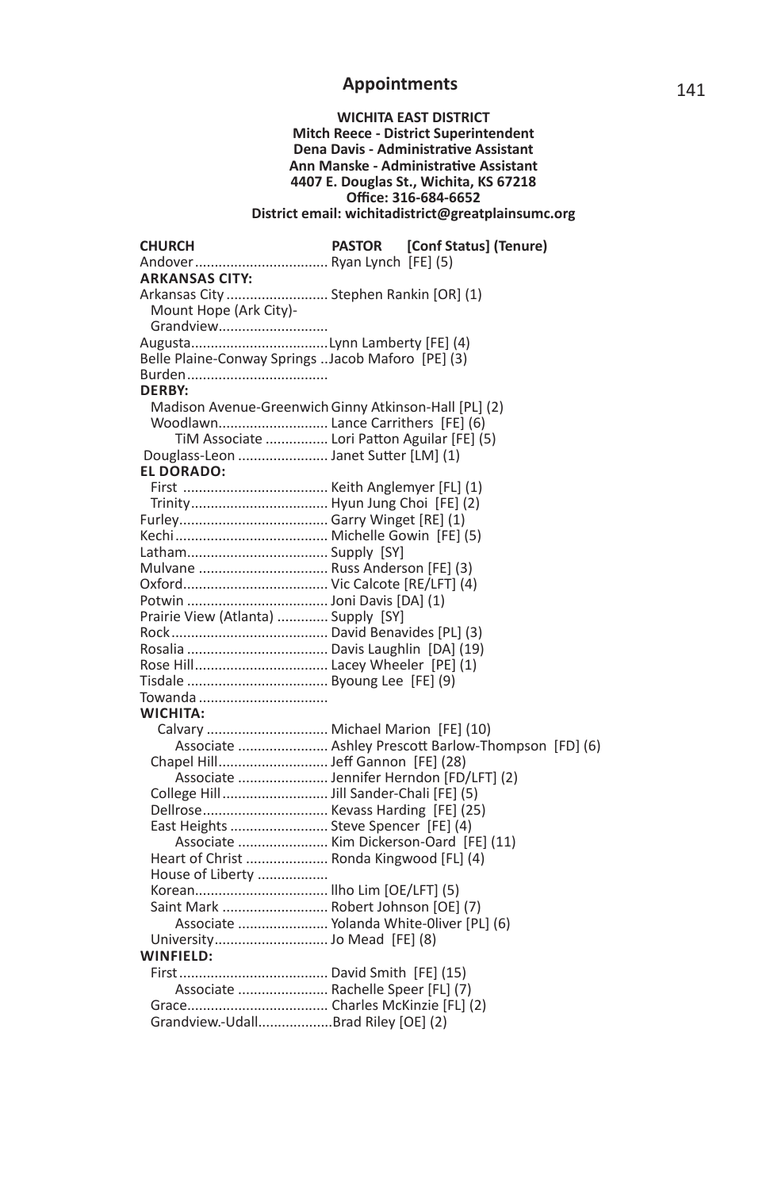# Appointments

**WICHITA EAST DISTRICT**
**Mitch Reece - District Superintendent**
**Dena Davis - Administrative Assistant**
**Ann Manske - Administrative Assistant**
**4407 E. Douglas St., Wichita, KS 67218**
**Office: 316-684-6652**
**District email: wichitadistrict@greatplainsumc.org**

| CHURCH | PASTOR [Conf Status] (Tenure) |
|---|---|
| Andover | Ryan Lynch [FE] (5) |
| **ARKANSAS CITY:** | |
| Arkansas City | Stephen Rankin [OR] (1) |
| Mount Hope (Ark City)-Grandview | |
| Augusta | Lynn Lamberty [FE] (4) |
| Belle Plaine-Conway Springs | Jacob Maforo [PE] (3) |
| Burden | |
| **DERBY:** | |
| Madison Avenue-Greenwich | Ginny Atkinson-Hall [PL] (2) |
| Woodlawn | Lance Carrithers [FE] (6) |
| TiM Associate | Lori Patton Aguilar [FE] (5) |
| Douglass-Leon | Janet Sutter [LM] (1) |
| **EL DORADO:** | |
| First | Keith Anglemyer [FL] (1) |
| Trinity | Hyun Jung Choi [FE] (2) |
| Furley | Garry Winget [RE] (1) |
| Kechi | Michelle Gowin [FE] (5) |
| Latham | Supply [SY] |
| Mulvane | Russ Anderson [FE] (3) |
| Oxford | Vic Calcote [RE/LFT] (4) |
| Potwin | Joni Davis [DA] (1) |
| Prairie View (Atlanta) | Supply [SY] |
| Rock | David Benavides [PL] (3) |
| Rosalia | Davis Laughlin [DA] (19) |
| Rose Hill | Lacey Wheeler [PE] (1) |
| Tisdale | Byoung Lee [FE] (9) |
| Towanda | |
| **WICHITA:** | |
| Calvary | Michael Marion [FE] (10) |
| Associate | Ashley Prescott Barlow-Thompson [FD] (6) |
| Chapel Hill | Jeff Gannon [FE] (28) |
| Associate | Jennifer Herndon [FD/LFT] (2) |
| College Hill | Jill Sander-Chali [FE] (5) |
| Dellrose | Kevass Harding [FE] (25) |
| East Heights | Steve Spencer [FE] (4) |
| Associate | Kim Dickerson-Oard [FE] (11) |
| Heart of Christ | Ronda Kingwood [FL] (4) |
| House of Liberty | |
| Korean | Ilho Lim [OE/LFT] (5) |
| Saint Mark | Robert Johnson [OE] (7) |
| Associate | Yolanda White-0liver [PL] (6) |
| University | Jo Mead [FE] (8) |
| **WINFIELD:** | |
| First | David Smith [FE] (15) |
| Associate | Rachelle Speer [FL] (7) |
| Grace | Charles McKinzie [FL] (2) |
| Grandview.-Udall | Brad Riley [OE] (2) |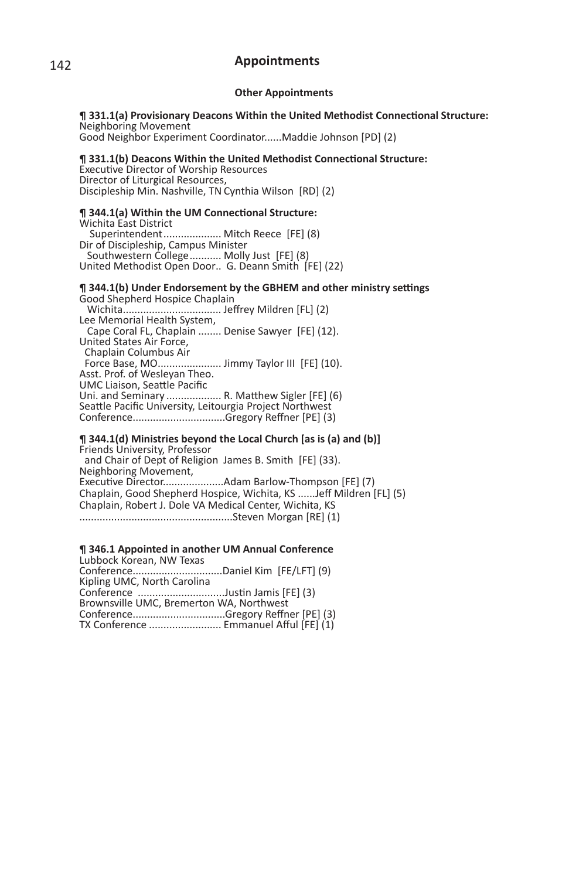## Appointments

### Other Appointments

**¶ 331.1(a) Provisionary Deacons Within the United Methodist Connectional Structure:**
Neighboring Movement
Good Neighbor Experiment Coordinator......Maddie Johnson [PD] (2)

**¶ 331.1(b) Deacons Within the United Methodist Connectional Structure:**
Executive Director of Worship Resources
Director of Liturgical Resources,
Discipleship Min. Nashville, TN Cynthia Wilson [RD] (2)

**¶ 344.1(a) Within the UM Connectional Structure:**
Wichita East District
Superintendent.................... Mitch Reece [FE] (8)
Dir of Discipleship, Campus Minister
Southwestern College........... Molly Just [FE] (8)
United Methodist Open Door.. G. Deann Smith [FE] (22)

**¶ 344.1(b) Under Endorsement by the GBHEM and other ministry settings**
Good Shepherd Hospice Chaplain
Wichita................................. Jeffrey Mildren [FL] (2)
Lee Memorial Health System,
Cape Coral FL, Chaplain ........ Denise Sawyer [FE] (12).
United States Air Force,
Chaplain Columbus Air
Force Base, MO...................... Jimmy Taylor III [FE] (10).
Asst. Prof. of Wesleyan Theo.
UMC Liaison, Seattle Pacific
Uni. and Seminary................... R. Matthew Sigler [FE] (6)
Seattle Pacific University, Leitourgia Project Northwest
Conference................................Gregory Reffner [PE] (3)

**¶ 344.1(d) Ministries beyond the Local Church [as is (a) and (b)]**
Friends University, Professor
and Chair of Dept of Religion James B. Smith [FE] (33).
Neighboring Movement,
Executive Director.....................Adam Barlow-Thompson [FE] (7)
Chaplain, Good Shepherd Hospice, Wichita, KS ......Jeff Mildren [FL] (5)
Chaplain, Robert J. Dole VA Medical Center, Wichita, KS
....................................................Steven Morgan [RE] (1)

**¶ 346.1 Appointed in another UM Annual Conference**
Lubbock Korean, NW Texas
Conference...............................Daniel Kim [FE/LFT] (9)
Kipling UMC, North Carolina
Conference ..............................Justin Jamis [FE] (3)
Brownsville UMC, Bremerton WA, Northwest
Conference................................Gregory Reffner [PE] (3)
TX Conference ......................... Emmanuel Afful [FE] (1)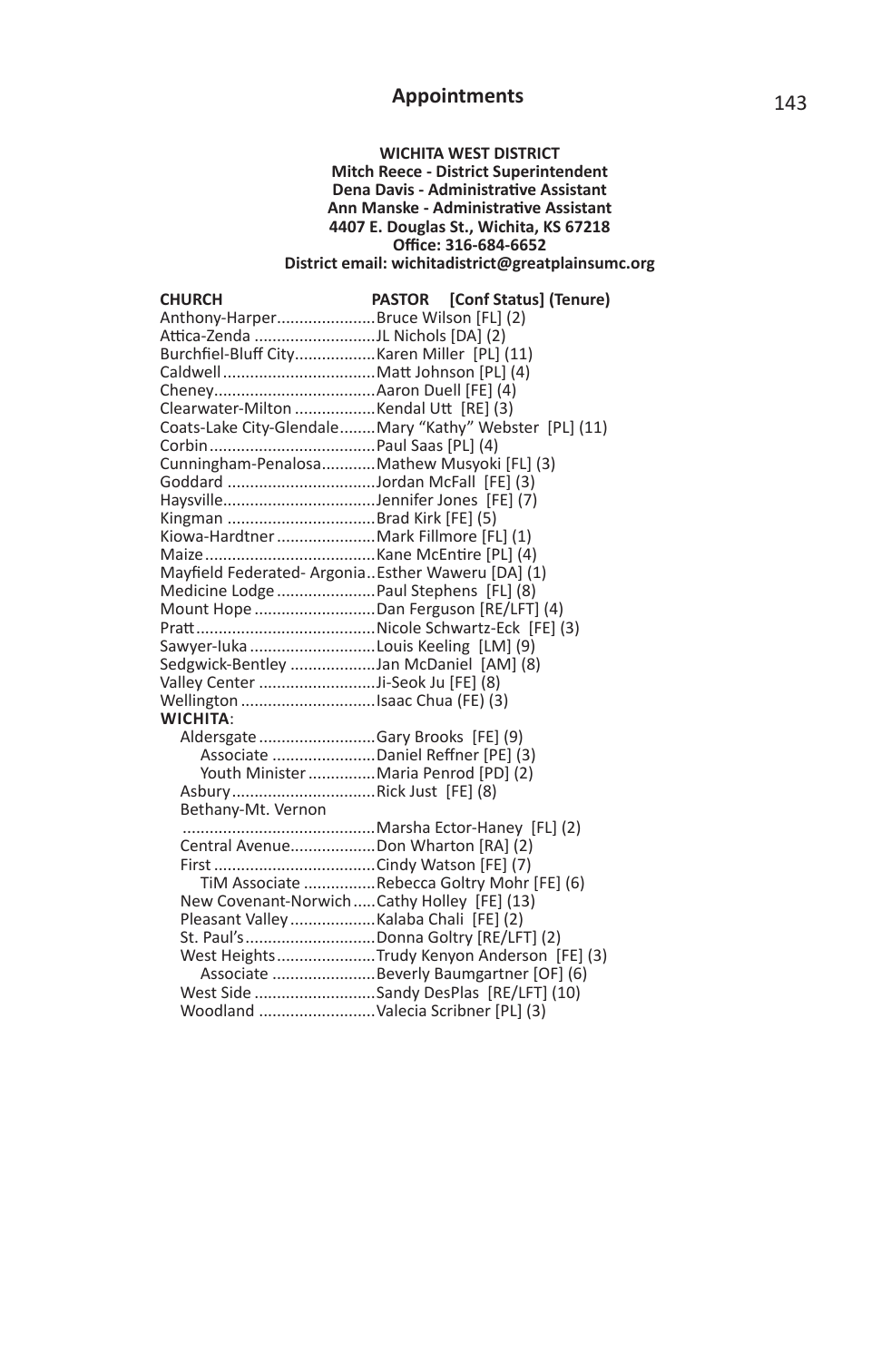## Appointments

**WICHITA WEST DISTRICT**
**Mitch Reece - District Superintendent**
**Dena Davis - Administrative Assistant**
**Ann Manske - Administrative Assistant**
**4407 E. Douglas St., Wichita, KS 67218**
**Office: 316-684-6652**
**District email: wichitadistrict@greatplainsumc.org**

| CHURCH | PASTOR [Conf Status] (Tenure) |
|---|---|
| Anthony-Harper | Bruce Wilson [FL] (2) |
| Attica-Zenda | JL Nichols [DA] (2) |
| Burchfiel-Bluff City | Karen Miller [PL] (11) |
| Caldwell | Matt Johnson [PL] (4) |
| Cheney | Aaron Duell [FE] (4) |
| Clearwater-Milton | Kendal Utt [RE] (3) |
| Coats-Lake City-Glendale | Mary "Kathy" Webster [PL] (11) |
| Corbin | Paul Saas [PL] (4) |
| Cunningham-Penalosa | Mathew Musyoki [FL] (3) |
| Goddard | Jordan McFall [FE] (3) |
| Haysville | Jennifer Jones [FE] (7) |
| Kingman | Brad Kirk [FE] (5) |
| Kiowa-Hardtner | Mark Fillmore [FL] (1) |
| Maize | Kane McEntire [PL] (4) |
| Mayfield Federated- Argonia | Esther Waweru [DA] (1) |
| Medicine Lodge | Paul Stephens [FL] (8) |
| Mount Hope | Dan Ferguson [RE/LFT] (4) |
| Pratt | Nicole Schwartz-Eck [FE] (3) |
| Sawyer-Iuka | Louis Keeling [LM] (9) |
| Sedgwick-Bentley | Jan McDaniel [AM] (8) |
| Valley Center | Ji-Seok Ju [FE] (8) |
| Wellington | Isaac Chua (FE) (3) |
| **WICHITA**: | |
| Aldersgate | Gary Brooks [FE] (9) |
| Associate | Daniel Reffner [PE] (3) |
| Youth Minister | Maria Penrod [PD] (2) |
| Asbury | Rick Just [FE] (8) |
| Bethany-Mt. Vernon | Marsha Ector-Haney [FL] (2) |
| Central Avenue | Don Wharton [RA] (2) |
| First | Cindy Watson [FE] (7) |
| TiM Associate | Rebecca Goltry Mohr [FE] (6) |
| New Covenant-Norwich | Cathy Holley [FE] (13) |
| Pleasant Valley | Kalaba Chali [FE] (2) |
| St. Paul's | Donna Goltry [RE/LFT] (2) |
| West Heights | Trudy Kenyon Anderson [FE] (3) |
| Associate | Beverly Baumgartner [OF] (6) |
| West Side | Sandy DesPlas [RE/LFT] (10) |
| Woodland | Valecia Scribner [PL] (3) |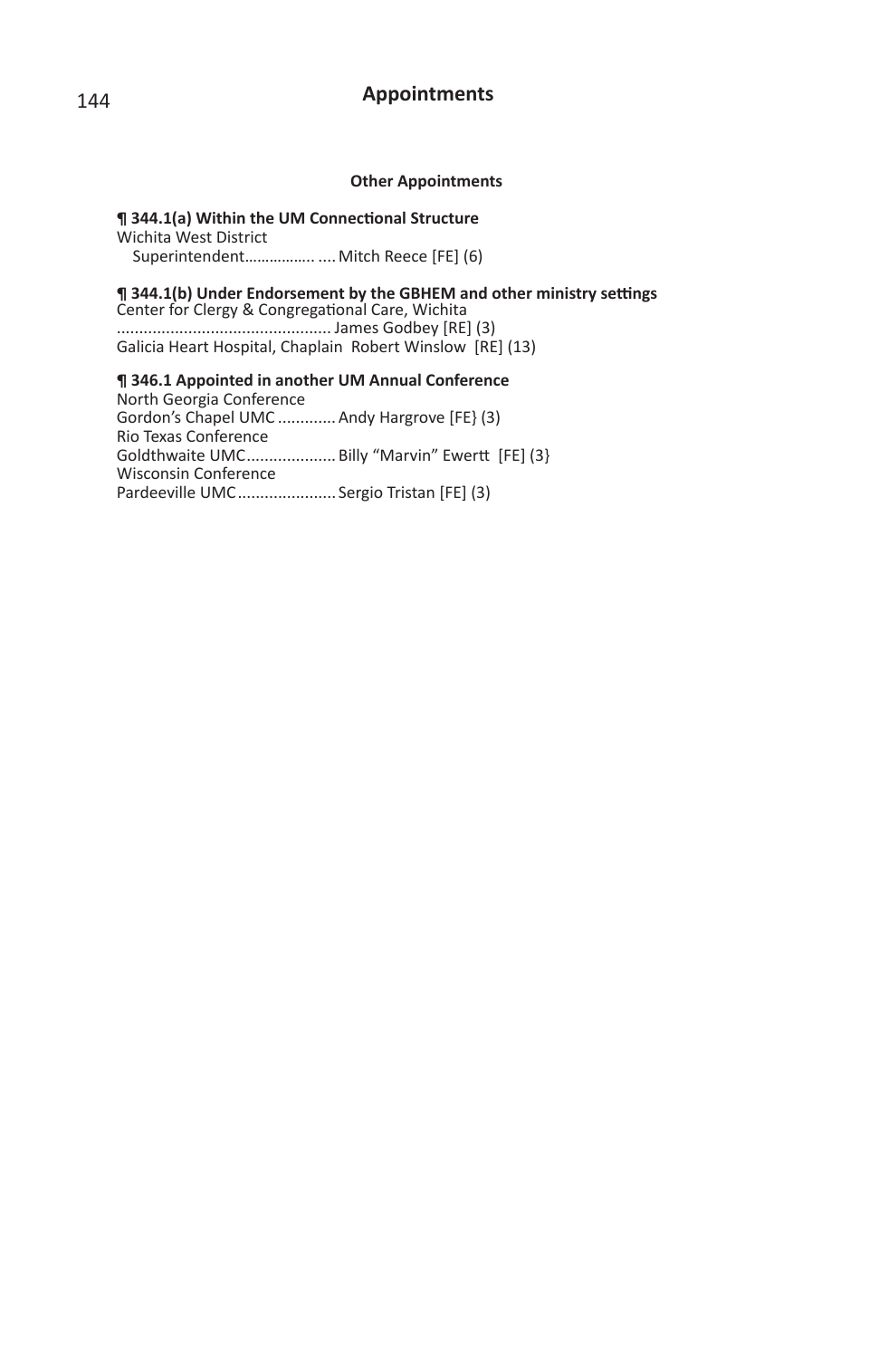## Appointments

### Other Appointments

**¶ 344.1(a) Within the UM Connectional Structure**

Wichita West District
  Superintendent................. .... Mitch Reece [FE] (6)

**¶ 344.1(b) Under Endorsement by the GBHEM and other ministry settings**

Center for Clergy & Congregational Care, Wichita
................................................ James Godbey [RE] (3)
Galicia Heart Hospital, Chaplain  Robert Winslow  [RE] (13)

**¶ 346.1 Appointed in another UM Annual Conference**

North Georgia Conference
Gordon's Chapel UMC ............. Andy Hargrove [FE} (3)
Rio Texas Conference
Goldthwaite UMC.................... Billy "Marvin" Ewertt  [FE] (3}
Wisconsin Conference
Pardeeville UMC...................... Sergio Tristan [FE] (3)